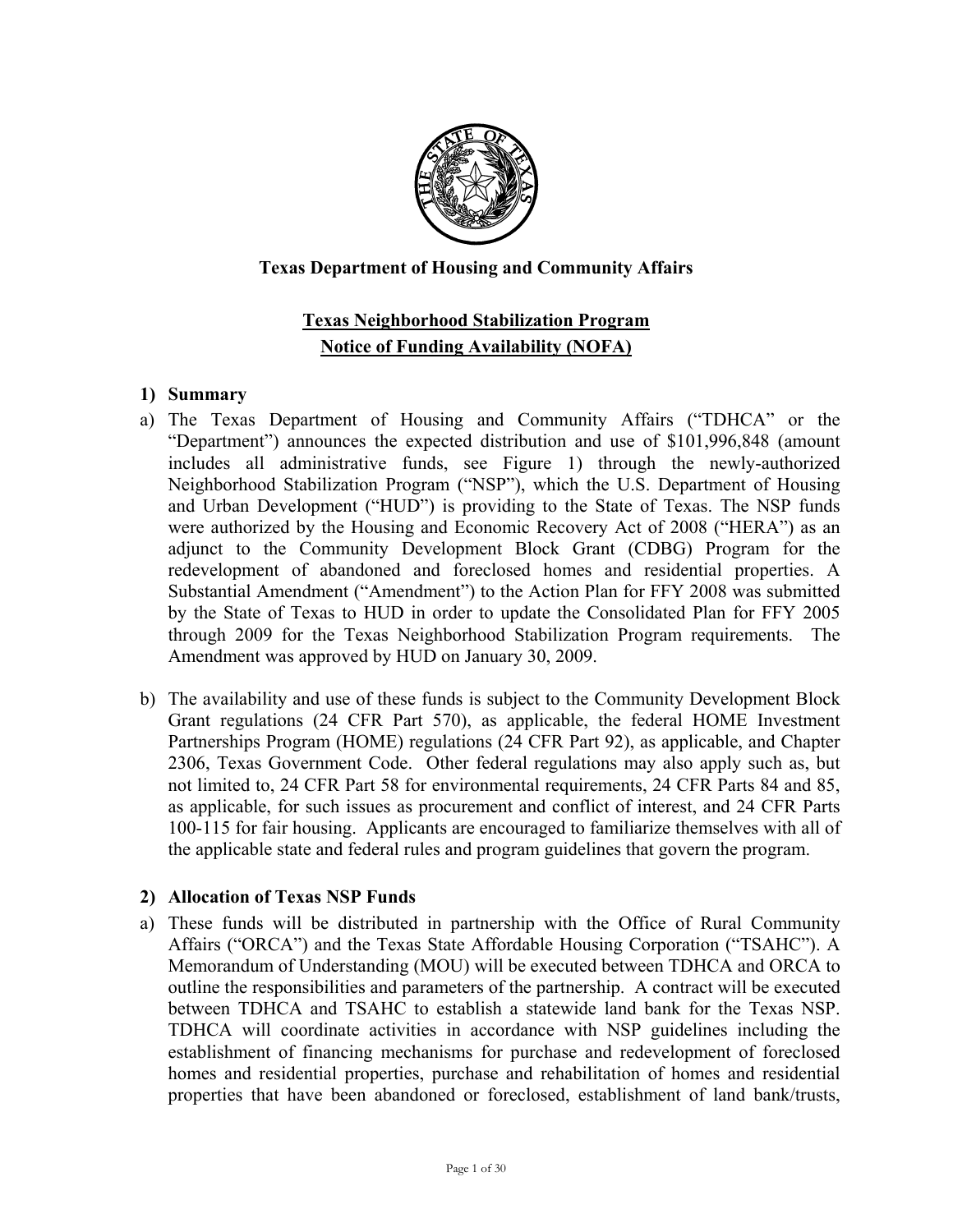**Texas Department of Housing and Community Affairs**

## Texas Neighborhood Stabilization Program
## Notice of Funding Availability (NOFA)

### 1) Summary

a) The Texas Department of Housing and Community Affairs ("TDHCA" or the "Department") announces the expected distribution and use of $101,996,848 (amount includes all administrative funds, see Figure 1) through the newly-authorized Neighborhood Stabilization Program ("NSP"), which the U.S. Department of Housing and Urban Development ("HUD") is providing to the State of Texas. The NSP funds were authorized by the Housing and Economic Recovery Act of 2008 ("HERA") as an adjunct to the Community Development Block Grant (CDBG) Program for the redevelopment of abandoned and foreclosed homes and residential properties. A Substantial Amendment ("Amendment") to the Action Plan for FFY 2008 was submitted by the State of Texas to HUD in order to update the Consolidated Plan for FFY 2005 through 2009 for the Texas Neighborhood Stabilization Program requirements. The Amendment was approved by HUD on January 30, 2009.

b) The availability and use of these funds is subject to the Community Development Block Grant regulations (24 CFR Part 570), as applicable, the federal HOME Investment Partnerships Program (HOME) regulations (24 CFR Part 92), as applicable, and Chapter 2306, Texas Government Code. Other federal regulations may also apply such as, but not limited to, 24 CFR Part 58 for environmental requirements, 24 CFR Parts 84 and 85, as applicable, for such issues as procurement and conflict of interest, and 24 CFR Parts 100-115 for fair housing. Applicants are encouraged to familiarize themselves with all of the applicable state and federal rules and program guidelines that govern the program.

### 2) Allocation of Texas NSP Funds

a) These funds will be distributed in partnership with the Office of Rural Community Affairs ("ORCA") and the Texas State Affordable Housing Corporation ("TSAHC"). A Memorandum of Understanding (MOU) will be executed between TDHCA and ORCA to outline the responsibilities and parameters of the partnership. A contract will be executed between TDHCA and TSAHC to establish a statewide land bank for the Texas NSP. TDHCA will coordinate activities in accordance with NSP guidelines including the establishment of financing mechanisms for purchase and redevelopment of foreclosed homes and residential properties, purchase and rehabilitation of homes and residential properties that have been abandoned or foreclosed, establishment of land bank/trusts,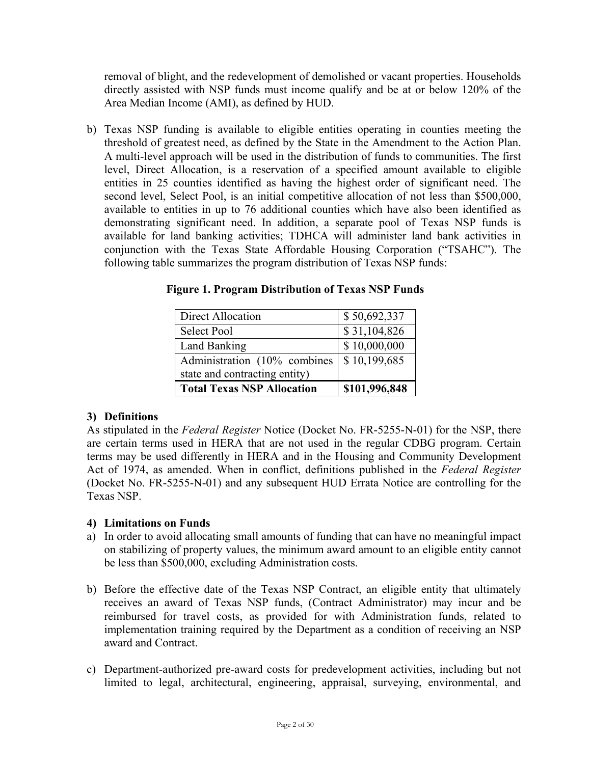removal of blight, and the redevelopment of demolished or vacant properties. Households directly assisted with NSP funds must income qualify and be at or below 120% of the Area Median Income (AMI), as defined by HUD.

b) Texas NSP funding is available to eligible entities operating in counties meeting the threshold of greatest need, as defined by the State in the Amendment to the Action Plan. A multi-level approach will be used in the distribution of funds to communities. The first level, Direct Allocation, is a reservation of a specified amount available to eligible entities in 25 counties identified as having the highest order of significant need. The second level, Select Pool, is an initial competitive allocation of not less than $500,000, available to entities in up to 76 additional counties which have also been identified as demonstrating significant need. In addition, a separate pool of Texas NSP funds is available for land banking activities; TDHCA will administer land bank activities in conjunction with the Texas State Affordable Housing Corporation ("TSAHC"). The following table summarizes the program distribution of Texas NSP funds:

**Figure 1. Program Distribution of Texas NSP Funds**

| | |
|---|---|
| Direct Allocation | $ 50,692,337 |
| Select Pool | $ 31,104,826 |
| Land Banking | $ 10,000,000 |
| Administration (10% combines state and contracting entity) | $ 10,199,685 |
| **Total Texas NSP Allocation** | **$101,996,848** |

### 3) Definitions

As stipulated in the *Federal Register* Notice (Docket No. FR-5255-N-01) for the NSP, there are certain terms used in HERA that are not used in the regular CDBG program. Certain terms may be used differently in HERA and in the Housing and Community Development Act of 1974, as amended. When in conflict, definitions published in the *Federal Register* (Docket No. FR-5255-N-01) and any subsequent HUD Errata Notice are controlling for the Texas NSP.

### 4) Limitations on Funds

a) In order to avoid allocating small amounts of funding that can have no meaningful impact on stabilizing of property values, the minimum award amount to an eligible entity cannot be less than $500,000, excluding Administration costs.

b) Before the effective date of the Texas NSP Contract, an eligible entity that ultimately receives an award of Texas NSP funds, (Contract Administrator) may incur and be reimbursed for travel costs, as provided for with Administration funds, related to implementation training required by the Department as a condition of receiving an NSP award and Contract.

c) Department-authorized pre-award costs for predevelopment activities, including but not limited to legal, architectural, engineering, appraisal, surveying, environmental, and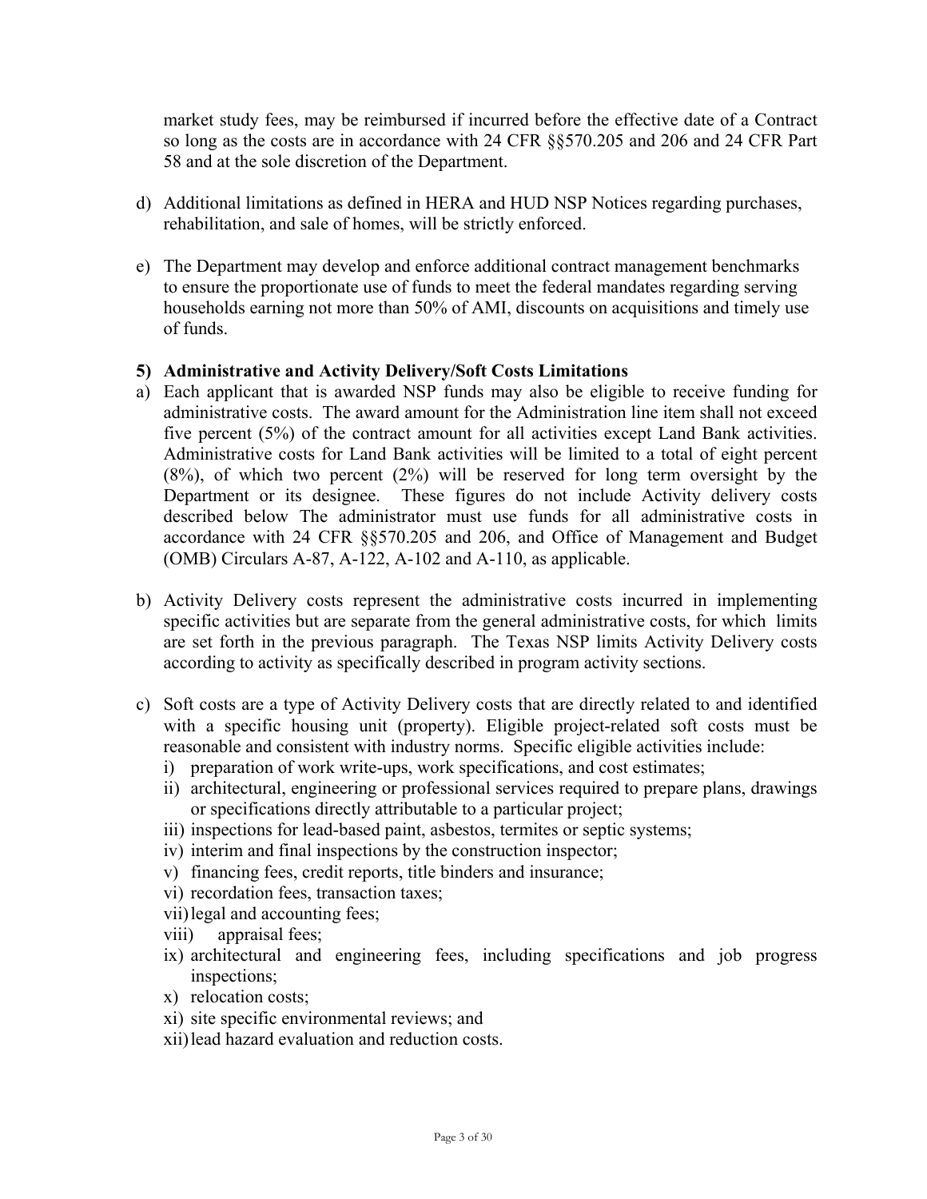market study fees, may be reimbursed if incurred before the effective date of a Contract so long as the costs are in accordance with 24 CFR §§570.205 and 206 and 24 CFR Part 58 and at the sole discretion of the Department.

d) Additional limitations as defined in HERA and HUD NSP Notices regarding purchases, rehabilitation, and sale of homes, will be strictly enforced.

e) The Department may develop and enforce additional contract management benchmarks to ensure the proportionate use of funds to meet the federal mandates regarding serving households earning not more than 50% of AMI, discounts on acquisitions and timely use of funds.

**5) Administrative and Activity Delivery/Soft Costs Limitations**

a) Each applicant that is awarded NSP funds may also be eligible to receive funding for administrative costs. The award amount for the Administration line item shall not exceed five percent (5%) of the contract amount for all activities except Land Bank activities. Administrative costs for Land Bank activities will be limited to a total of eight percent (8%), of which two percent (2%) will be reserved for long term oversight by the Department or its designee. These figures do not include Activity delivery costs described below The administrator must use funds for all administrative costs in accordance with 24 CFR §§570.205 and 206, and Office of Management and Budget (OMB) Circulars A-87, A-122, A-102 and A-110, as applicable.

b) Activity Delivery costs represent the administrative costs incurred in implementing specific activities but are separate from the general administrative costs, for which limits are set forth in the previous paragraph. The Texas NSP limits Activity Delivery costs according to activity as specifically described in program activity sections.

c) Soft costs are a type of Activity Delivery costs that are directly related to and identified with a specific housing unit (property). Eligible project-related soft costs must be reasonable and consistent with industry norms. Specific eligible activities include:
   i) preparation of work write-ups, work specifications, and cost estimates;
   ii) architectural, engineering or professional services required to prepare plans, drawings or specifications directly attributable to a particular project;
   iii) inspections for lead-based paint, asbestos, termites or septic systems;
   iv) interim and final inspections by the construction inspector;
   v) financing fees, credit reports, title binders and insurance;
   vi) recordation fees, transaction taxes;
   vii) legal and accounting fees;
   viii) appraisal fees;
   ix) architectural and engineering fees, including specifications and job progress inspections;
   x) relocation costs;
   xi) site specific environmental reviews; and
   xii) lead hazard evaluation and reduction costs.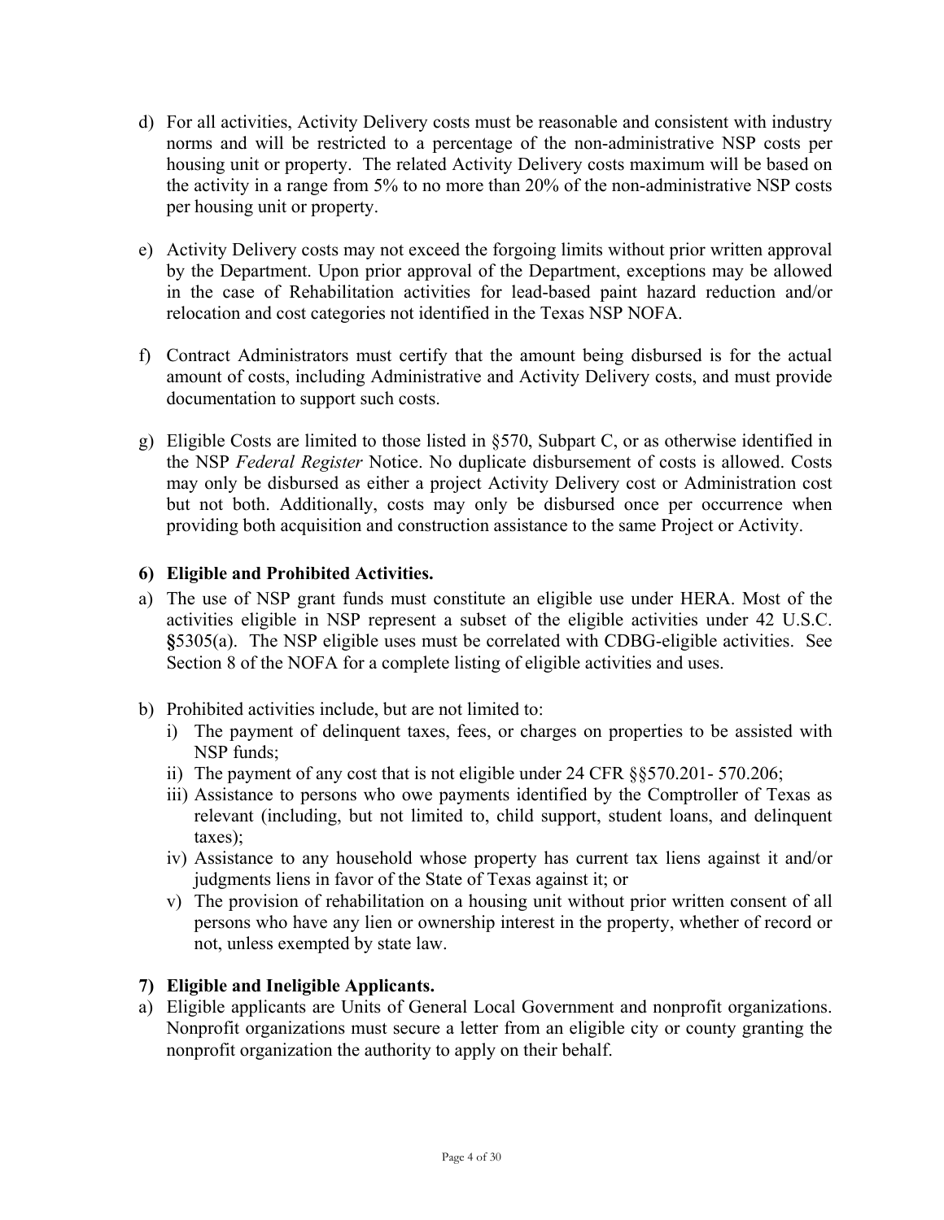d) For all activities, Activity Delivery costs must be reasonable and consistent with industry norms and will be restricted to a percentage of the non-administrative NSP costs per housing unit or property. The related Activity Delivery costs maximum will be based on the activity in a range from 5% to no more than 20% of the non-administrative NSP costs per housing unit or property.

e) Activity Delivery costs may not exceed the forgoing limits without prior written approval by the Department. Upon prior approval of the Department, exceptions may be allowed in the case of Rehabilitation activities for lead-based paint hazard reduction and/or relocation and cost categories not identified in the Texas NSP NOFA.

f) Contract Administrators must certify that the amount being disbursed is for the actual amount of costs, including Administrative and Activity Delivery costs, and must provide documentation to support such costs.

g) Eligible Costs are limited to those listed in §570, Subpart C, or as otherwise identified in the NSP *Federal Register* Notice. No duplicate disbursement of costs is allowed. Costs may only be disbursed as either a project Activity Delivery cost or Administration cost but not both. Additionally, costs may only be disbursed once per occurrence when providing both acquisition and construction assistance to the same Project or Activity.

**6) Eligible and Prohibited Activities.**

a) The use of NSP grant funds must constitute an eligible use under HERA. Most of the activities eligible in NSP represent a subset of the eligible activities under 42 U.S.C. **§**5305(a). The NSP eligible uses must be correlated with CDBG-eligible activities. See Section 8 of the NOFA for a complete listing of eligible activities and uses.

b) Prohibited activities include, but are not limited to:
   i) The payment of delinquent taxes, fees, or charges on properties to be assisted with NSP funds;
   ii) The payment of any cost that is not eligible under 24 CFR §§570.201- 570.206;
   iii) Assistance to persons who owe payments identified by the Comptroller of Texas as relevant (including, but not limited to, child support, student loans, and delinquent taxes);
   iv) Assistance to any household whose property has current tax liens against it and/or judgments liens in favor of the State of Texas against it; or
   v) The provision of rehabilitation on a housing unit without prior written consent of all persons who have any lien or ownership interest in the property, whether of record or not, unless exempted by state law.

**7) Eligible and Ineligible Applicants.**

a) Eligible applicants are Units of General Local Government and nonprofit organizations. Nonprofit organizations must secure a letter from an eligible city or county granting the nonprofit organization the authority to apply on their behalf.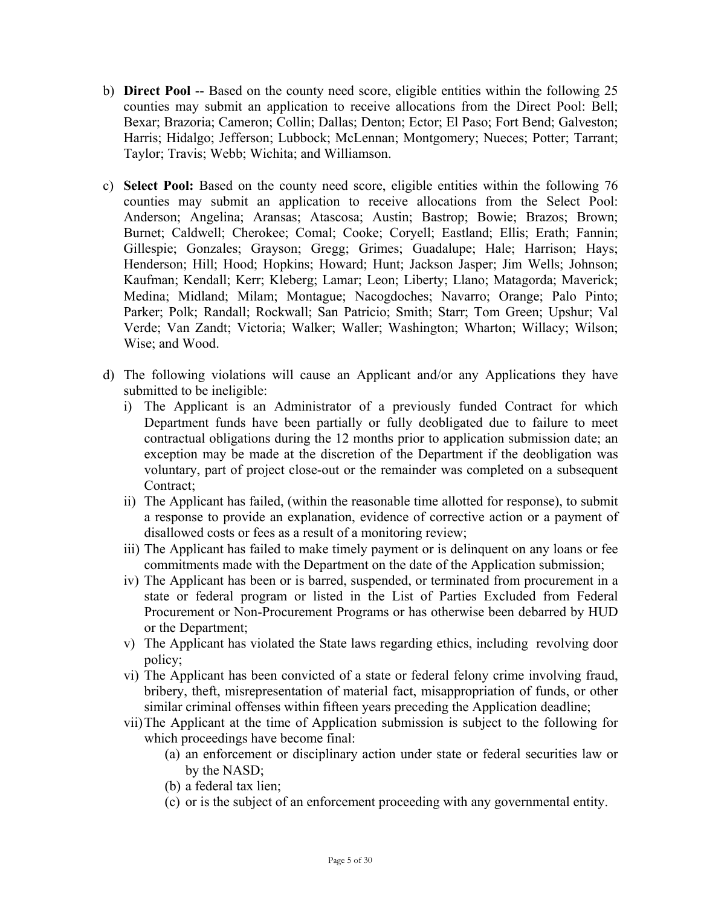b) **Direct Pool** -- Based on the county need score, eligible entities within the following 25 counties may submit an application to receive allocations from the Direct Pool: Bell; Bexar; Brazoria; Cameron; Collin; Dallas; Denton; Ector; El Paso; Fort Bend; Galveston; Harris; Hidalgo; Jefferson; Lubbock; McLennan; Montgomery; Nueces; Potter; Tarrant; Taylor; Travis; Webb; Wichita; and Williamson.

c) **Select Pool:** Based on the county need score, eligible entities within the following 76 counties may submit an application to receive allocations from the Select Pool: Anderson; Angelina; Aransas; Atascosa; Austin; Bastrop; Bowie; Brazos; Brown; Burnet; Caldwell; Cherokee; Comal; Cooke; Coryell; Eastland; Ellis; Erath; Fannin; Gillespie; Gonzales; Grayson; Gregg; Grimes; Guadalupe; Hale; Harrison; Hays; Henderson; Hill; Hood; Hopkins; Howard; Hunt; Jackson Jasper; Jim Wells; Johnson; Kaufman; Kendall; Kerr; Kleberg; Lamar; Leon; Liberty; Llano; Matagorda; Maverick; Medina; Midland; Milam; Montague; Nacogdoches; Navarro; Orange; Palo Pinto; Parker; Polk; Randall; Rockwall; San Patricio; Smith; Starr; Tom Green; Upshur; Val Verde; Van Zandt; Victoria; Walker; Waller; Washington; Wharton; Willacy; Wilson; Wise; and Wood.

d) The following violations will cause an Applicant and/or any Applications they have submitted to be ineligible:
   i) The Applicant is an Administrator of a previously funded Contract for which Department funds have been partially or fully deobligated due to failure to meet contractual obligations during the 12 months prior to application submission date; an exception may be made at the discretion of the Department if the deobligation was voluntary, part of project close-out or the remainder was completed on a subsequent Contract;
   ii) The Applicant has failed, (within the reasonable time allotted for response), to submit a response to provide an explanation, evidence of corrective action or a payment of disallowed costs or fees as a result of a monitoring review;
   iii) The Applicant has failed to make timely payment or is delinquent on any loans or fee commitments made with the Department on the date of the Application submission;
   iv) The Applicant has been or is barred, suspended, or terminated from procurement in a state or federal program or listed in the List of Parties Excluded from Federal Procurement or Non-Procurement Programs or has otherwise been debarred by HUD or the Department;
   v) The Applicant has violated the State laws regarding ethics, including revolving door policy;
   vi) The Applicant has been convicted of a state or federal felony crime involving fraud, bribery, theft, misrepresentation of material fact, misappropriation of funds, or other similar criminal offenses within fifteen years preceding the Application deadline;
   vii) The Applicant at the time of Application submission is subject to the following for which proceedings have become final:
      (a) an enforcement or disciplinary action under state or federal securities law or by the NASD;
      (b) a federal tax lien;
      (c) or is the subject of an enforcement proceeding with any governmental entity.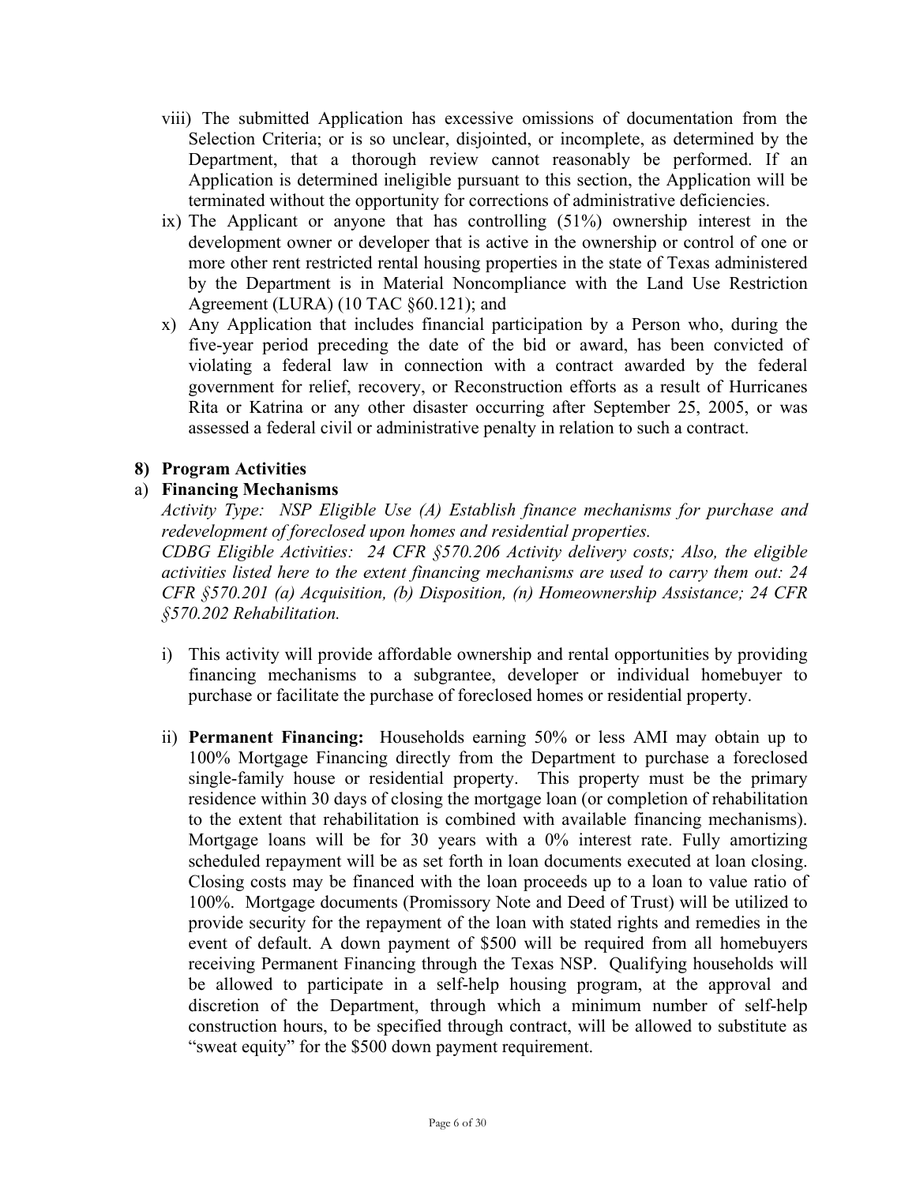viii) The submitted Application has excessive omissions of documentation from the Selection Criteria; or is so unclear, disjointed, or incomplete, as determined by the Department, that a thorough review cannot reasonably be performed. If an Application is determined ineligible pursuant to this section, the Application will be terminated without the opportunity for corrections of administrative deficiencies.

ix) The Applicant or anyone that has controlling (51%) ownership interest in the development owner or developer that is active in the ownership or control of one or more other rent restricted rental housing properties in the state of Texas administered by the Department is in Material Noncompliance with the Land Use Restriction Agreement (LURA) (10 TAC §60.121); and

x) Any Application that includes financial participation by a Person who, during the five-year period preceding the date of the bid or award, has been convicted of violating a federal law in connection with a contract awarded by the federal government for relief, recovery, or Reconstruction efforts as a result of Hurricanes Rita or Katrina or any other disaster occurring after September 25, 2005, or was assessed a federal civil or administrative penalty in relation to such a contract.

**8) Program Activities**

a) **Financing Mechanisms**

*Activity Type: NSP Eligible Use (A) Establish finance mechanisms for purchase and redevelopment of foreclosed upon homes and residential properties.*

*CDBG Eligible Activities: 24 CFR §570.206 Activity delivery costs; Also, the eligible activities listed here to the extent financing mechanisms are used to carry them out: 24 CFR §570.201 (a) Acquisition, (b) Disposition, (n) Homeownership Assistance; 24 CFR §570.202 Rehabilitation.*

i) This activity will provide affordable ownership and rental opportunities by providing financing mechanisms to a subgrantee, developer or individual homebuyer to purchase or facilitate the purchase of foreclosed homes or residential property.

ii) **Permanent Financing:** Households earning 50% or less AMI may obtain up to 100% Mortgage Financing directly from the Department to purchase a foreclosed single-family house or residential property. This property must be the primary residence within 30 days of closing the mortgage loan (or completion of rehabilitation to the extent that rehabilitation is combined with available financing mechanisms). Mortgage loans will be for 30 years with a 0% interest rate. Fully amortizing scheduled repayment will be as set forth in loan documents executed at loan closing. Closing costs may be financed with the loan proceeds up to a loan to value ratio of 100%. Mortgage documents (Promissory Note and Deed of Trust) will be utilized to provide security for the repayment of the loan with stated rights and remedies in the event of default. A down payment of $500 will be required from all homebuyers receiving Permanent Financing through the Texas NSP. Qualifying households will be allowed to participate in a self-help housing program, at the approval and discretion of the Department, through which a minimum number of self-help construction hours, to be specified through contract, will be allowed to substitute as "sweat equity" for the $500 down payment requirement.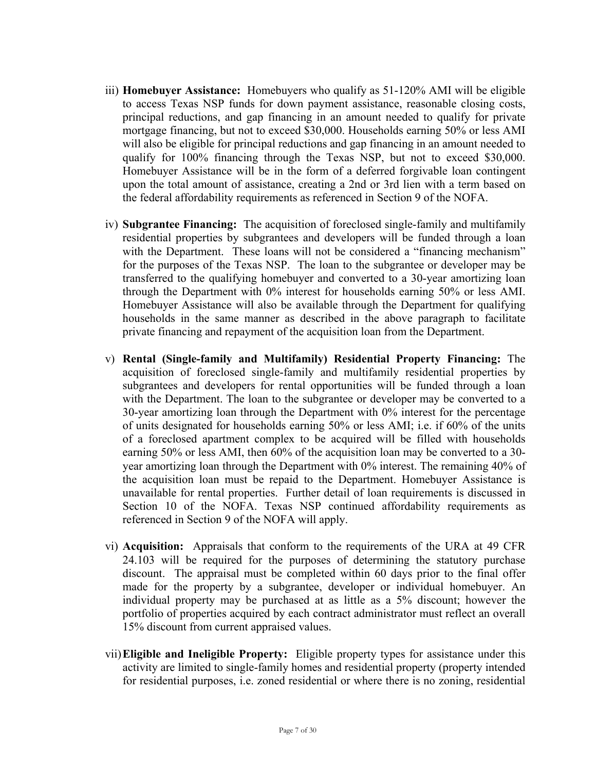iii) **Homebuyer Assistance:** Homebuyers who qualify as 51-120% AMI will be eligible to access Texas NSP funds for down payment assistance, reasonable closing costs, principal reductions, and gap financing in an amount needed to qualify for private mortgage financing, but not to exceed $30,000. Households earning 50% or less AMI will also be eligible for principal reductions and gap financing in an amount needed to qualify for 100% financing through the Texas NSP, but not to exceed $30,000. Homebuyer Assistance will be in the form of a deferred forgivable loan contingent upon the total amount of assistance, creating a 2nd or 3rd lien with a term based on the federal affordability requirements as referenced in Section 9 of the NOFA.

iv) **Subgrantee Financing:** The acquisition of foreclosed single-family and multifamily residential properties by subgrantees and developers will be funded through a loan with the Department. These loans will not be considered a "financing mechanism" for the purposes of the Texas NSP. The loan to the subgrantee or developer may be transferred to the qualifying homebuyer and converted to a 30-year amortizing loan through the Department with 0% interest for households earning 50% or less AMI. Homebuyer Assistance will also be available through the Department for qualifying households in the same manner as described in the above paragraph to facilitate private financing and repayment of the acquisition loan from the Department.

v) **Rental (Single-family and Multifamily) Residential Property Financing:** The acquisition of foreclosed single-family and multifamily residential properties by subgrantees and developers for rental opportunities will be funded through a loan with the Department. The loan to the subgrantee or developer may be converted to a 30-year amortizing loan through the Department with 0% interest for the percentage of units designated for households earning 50% or less AMI; i.e. if 60% of the units of a foreclosed apartment complex to be acquired will be filled with households earning 50% or less AMI, then 60% of the acquisition loan may be converted to a 30-year amortizing loan through the Department with 0% interest. The remaining 40% of the acquisition loan must be repaid to the Department. Homebuyer Assistance is unavailable for rental properties. Further detail of loan requirements is discussed in Section 10 of the NOFA. Texas NSP continued affordability requirements as referenced in Section 9 of the NOFA will apply.

vi) **Acquisition:** Appraisals that conform to the requirements of the URA at 49 CFR 24.103 will be required for the purposes of determining the statutory purchase discount. The appraisal must be completed within 60 days prior to the final offer made for the property by a subgrantee, developer or individual homebuyer. An individual property may be purchased at as little as a 5% discount; however the portfolio of properties acquired by each contract administrator must reflect an overall 15% discount from current appraised values.

vii) **Eligible and Ineligible Property:** Eligible property types for assistance under this activity are limited to single-family homes and residential property (property intended for residential purposes, i.e. zoned residential or where there is no zoning, residential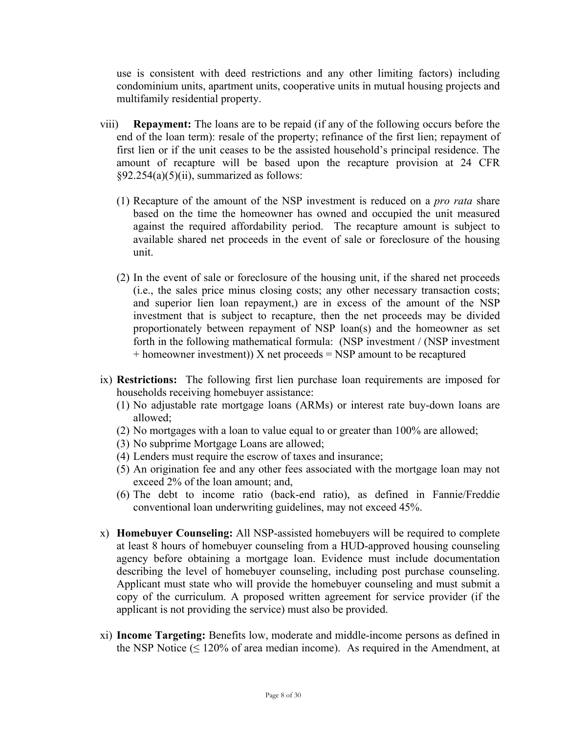use is consistent with deed restrictions and any other limiting factors) including condominium units, apartment units, cooperative units in mutual housing projects and multifamily residential property.

viii) **Repayment:** The loans are to be repaid (if any of the following occurs before the end of the loan term): resale of the property; refinance of the first lien; repayment of first lien or if the unit ceases to be the assisted household's principal residence. The amount of recapture will be based upon the recapture provision at 24 CFR §92.254(a)(5)(ii), summarized as follows:

(1) Recapture of the amount of the NSP investment is reduced on a *pro rata* share based on the time the homeowner has owned and occupied the unit measured against the required affordability period. The recapture amount is subject to available shared net proceeds in the event of sale or foreclosure of the housing unit.

(2) In the event of sale or foreclosure of the housing unit, if the shared net proceeds (i.e., the sales price minus closing costs; any other necessary transaction costs; and superior lien loan repayment,) are in excess of the amount of the NSP investment that is subject to recapture, then the net proceeds may be divided proportionately between repayment of NSP loan(s) and the homeowner as set forth in the following mathematical formula: (NSP investment / (NSP investment + homeowner investment)) X net proceeds = NSP amount to be recaptured

ix) **Restrictions:** The following first lien purchase loan requirements are imposed for households receiving homebuyer assistance:

(1) No adjustable rate mortgage loans (ARMs) or interest rate buy-down loans are allowed;
(2) No mortgages with a loan to value equal to or greater than 100% are allowed;
(3) No subprime Mortgage Loans are allowed;
(4) Lenders must require the escrow of taxes and insurance;
(5) An origination fee and any other fees associated with the mortgage loan may not exceed 2% of the loan amount; and,
(6) The debt to income ratio (back-end ratio), as defined in Fannie/Freddie conventional loan underwriting guidelines, may not exceed 45%.

x) **Homebuyer Counseling:** All NSP-assisted homebuyers will be required to complete at least 8 hours of homebuyer counseling from a HUD-approved housing counseling agency before obtaining a mortgage loan. Evidence must include documentation describing the level of homebuyer counseling, including post purchase counseling. Applicant must state who will provide the homebuyer counseling and must submit a copy of the curriculum. A proposed written agreement for service provider (if the applicant is not providing the service) must also be provided.

xi) **Income Targeting:** Benefits low, moderate and middle-income persons as defined in the NSP Notice (≤ 120% of area median income). As required in the Amendment, at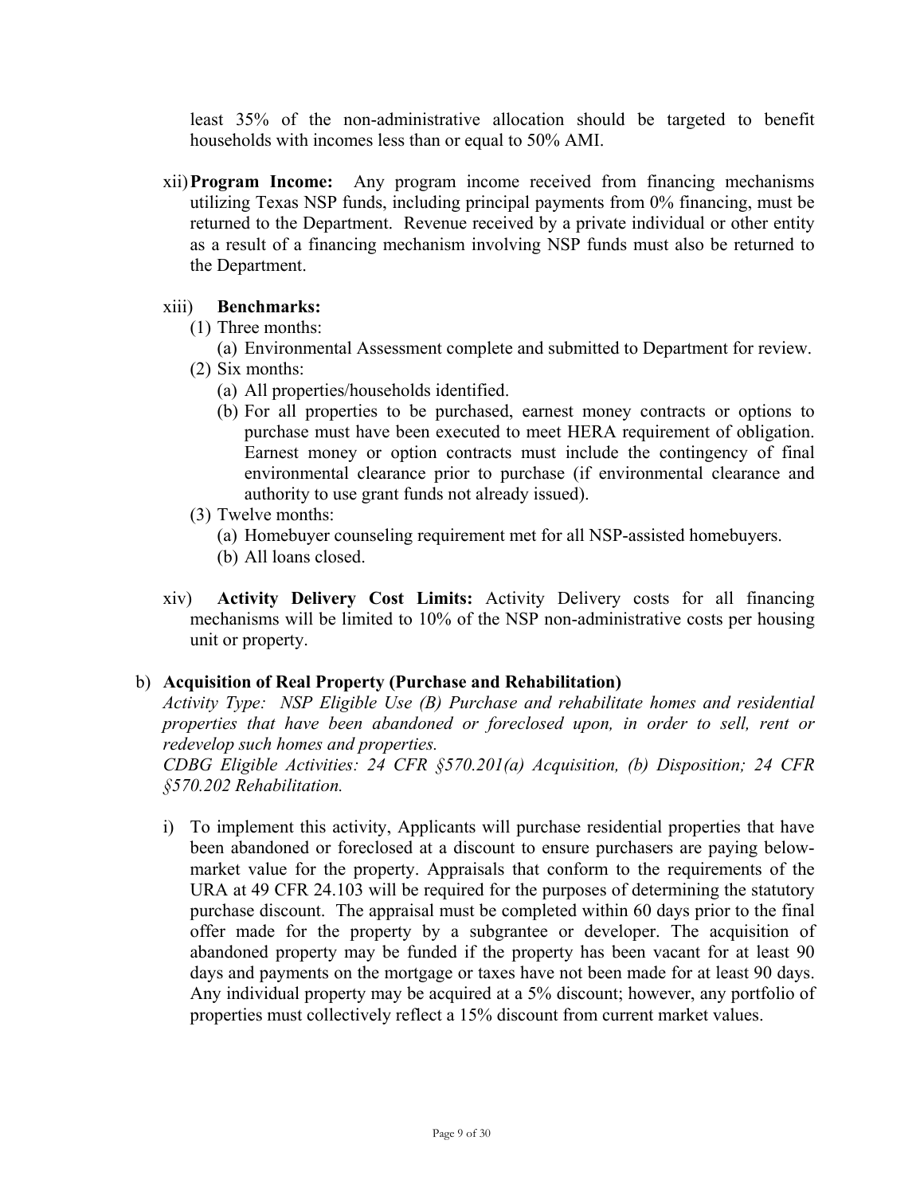least 35% of the non-administrative allocation should be targeted to benefit households with incomes less than or equal to 50% AMI.

xii) **Program Income:** Any program income received from financing mechanisms utilizing Texas NSP funds, including principal payments from 0% financing, must be returned to the Department. Revenue received by a private individual or other entity as a result of a financing mechanism involving NSP funds must also be returned to the Department.

xiii) **Benchmarks:**

(1) Three months:
   (a) Environmental Assessment complete and submitted to Department for review.

(2) Six months:
   (a) All properties/households identified.
   (b) For all properties to be purchased, earnest money contracts or options to purchase must have been executed to meet HERA requirement of obligation. Earnest money or option contracts must include the contingency of final environmental clearance prior to purchase (if environmental clearance and authority to use grant funds not already issued).

(3) Twelve months:
   (a) Homebuyer counseling requirement met for all NSP-assisted homebuyers.
   (b) All loans closed.

xiv) **Activity Delivery Cost Limits:** Activity Delivery costs for all financing mechanisms will be limited to 10% of the NSP non-administrative costs per housing unit or property.

b) **Acquisition of Real Property (Purchase and Rehabilitation)**

*Activity Type: NSP Eligible Use (B) Purchase and rehabilitate homes and residential properties that have been abandoned or foreclosed upon, in order to sell, rent or redevelop such homes and properties.*

*CDBG Eligible Activities: 24 CFR §570.201(a) Acquisition, (b) Disposition; 24 CFR §570.202 Rehabilitation.*

i) To implement this activity, Applicants will purchase residential properties that have been abandoned or foreclosed at a discount to ensure purchasers are paying below-market value for the property. Appraisals that conform to the requirements of the URA at 49 CFR 24.103 will be required for the purposes of determining the statutory purchase discount. The appraisal must be completed within 60 days prior to the final offer made for the property by a subgrantee or developer. The acquisition of abandoned property may be funded if the property has been vacant for at least 90 days and payments on the mortgage or taxes have not been made for at least 90 days. Any individual property may be acquired at a 5% discount; however, any portfolio of properties must collectively reflect a 15% discount from current market values.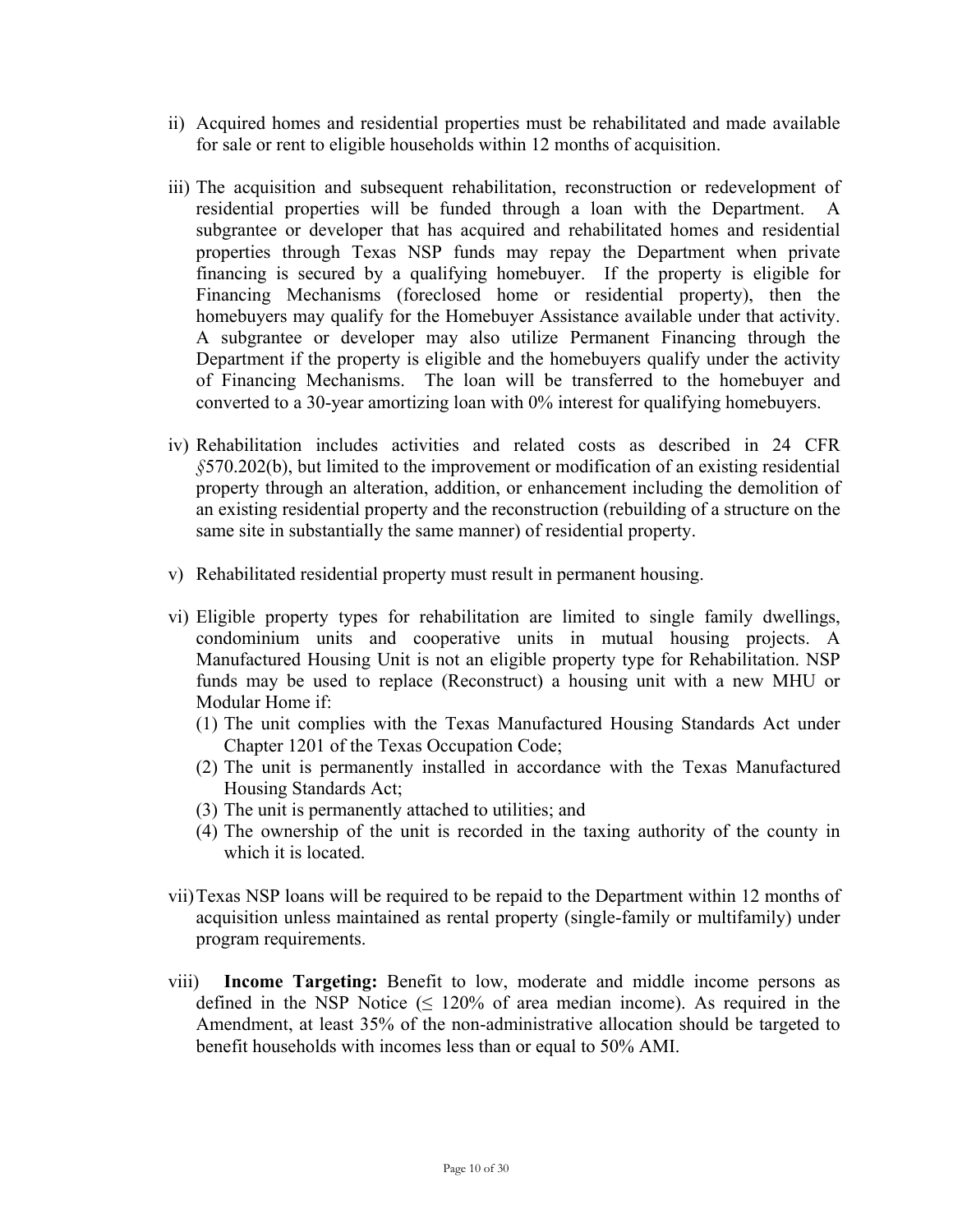ii) Acquired homes and residential properties must be rehabilitated and made available for sale or rent to eligible households within 12 months of acquisition.

iii) The acquisition and subsequent rehabilitation, reconstruction or redevelopment of residential properties will be funded through a loan with the Department. A subgrantee or developer that has acquired and rehabilitated homes and residential properties through Texas NSP funds may repay the Department when private financing is secured by a qualifying homebuyer. If the property is eligible for Financing Mechanisms (foreclosed home or residential property), then the homebuyers may qualify for the Homebuyer Assistance available under that activity. A subgrantee or developer may also utilize Permanent Financing through the Department if the property is eligible and the homebuyers qualify under the activity of Financing Mechanisms. The loan will be transferred to the homebuyer and converted to a 30-year amortizing loan with 0% interest for qualifying homebuyers.

iv) Rehabilitation includes activities and related costs as described in 24 CFR *§*570.202(b), but limited to the improvement or modification of an existing residential property through an alteration, addition, or enhancement including the demolition of an existing residential property and the reconstruction (rebuilding of a structure on the same site in substantially the same manner) of residential property.

v) Rehabilitated residential property must result in permanent housing.

vi) Eligible property types for rehabilitation are limited to single family dwellings, condominium units and cooperative units in mutual housing projects. A Manufactured Housing Unit is not an eligible property type for Rehabilitation. NSP funds may be used to replace (Reconstruct) a housing unit with a new MHU or Modular Home if:
   (1) The unit complies with the Texas Manufactured Housing Standards Act under Chapter 1201 of the Texas Occupation Code;
   (2) The unit is permanently installed in accordance with the Texas Manufactured Housing Standards Act;
   (3) The unit is permanently attached to utilities; and
   (4) The ownership of the unit is recorded in the taxing authority of the county in which it is located.

vii) Texas NSP loans will be required to be repaid to the Department within 12 months of acquisition unless maintained as rental property (single-family or multifamily) under program requirements.

viii) **Income Targeting:** Benefit to low, moderate and middle income persons as defined in the NSP Notice (≤ 120% of area median income). As required in the Amendment, at least 35% of the non-administrative allocation should be targeted to benefit households with incomes less than or equal to 50% AMI.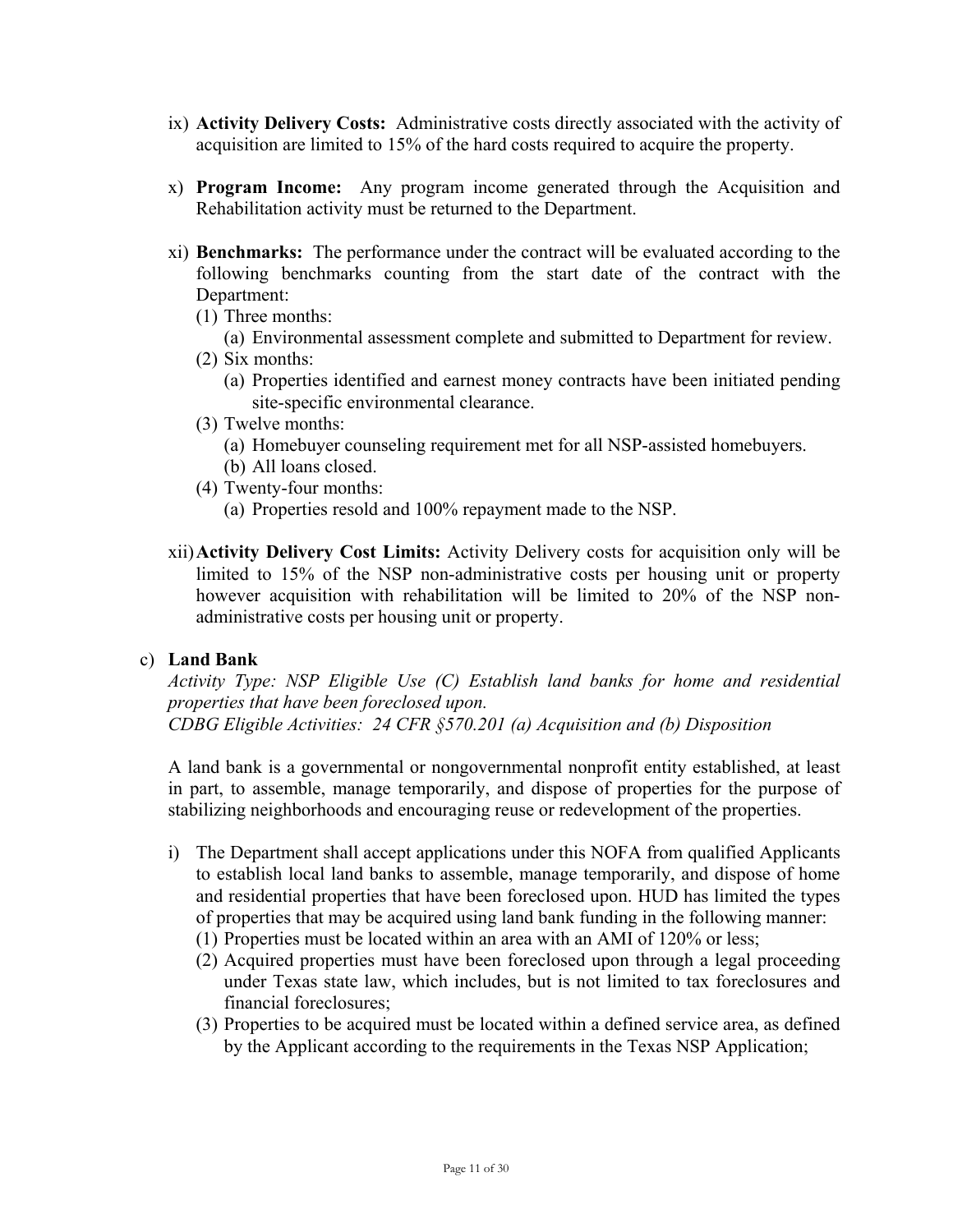ix) **Activity Delivery Costs:** Administrative costs directly associated with the activity of acquisition are limited to 15% of the hard costs required to acquire the property.

x) **Program Income:** Any program income generated through the Acquisition and Rehabilitation activity must be returned to the Department.

xi) **Benchmarks:** The performance under the contract will be evaluated according to the following benchmarks counting from the start date of the contract with the Department:

(1) Three months:
   (a) Environmental assessment complete and submitted to Department for review.

(2) Six months:
   (a) Properties identified and earnest money contracts have been initiated pending site-specific environmental clearance.

(3) Twelve months:
   (a) Homebuyer counseling requirement met for all NSP-assisted homebuyers.
   (b) All loans closed.

(4) Twenty-four months:
   (a) Properties resold and 100% repayment made to the NSP.

xii) **Activity Delivery Cost Limits:** Activity Delivery costs for acquisition only will be limited to 15% of the NSP non-administrative costs per housing unit or property however acquisition with rehabilitation will be limited to 20% of the NSP non-administrative costs per housing unit or property.

c) **Land Bank**

*Activity Type: NSP Eligible Use (C) Establish land banks for home and residential properties that have been foreclosed upon.*
*CDBG Eligible Activities: 24 CFR §570.201 (a) Acquisition and (b) Disposition*

A land bank is a governmental or nongovernmental nonprofit entity established, at least in part, to assemble, manage temporarily, and dispose of properties for the purpose of stabilizing neighborhoods and encouraging reuse or redevelopment of the properties.

i) The Department shall accept applications under this NOFA from qualified Applicants to establish local land banks to assemble, manage temporarily, and dispose of home and residential properties that have been foreclosed upon. HUD has limited the types of properties that may be acquired using land bank funding in the following manner:

(1) Properties must be located within an area with an AMI of 120% or less;
(2) Acquired properties must have been foreclosed upon through a legal proceeding under Texas state law, which includes, but is not limited to tax foreclosures and financial foreclosures;
(3) Properties to be acquired must be located within a defined service area, as defined by the Applicant according to the requirements in the Texas NSP Application;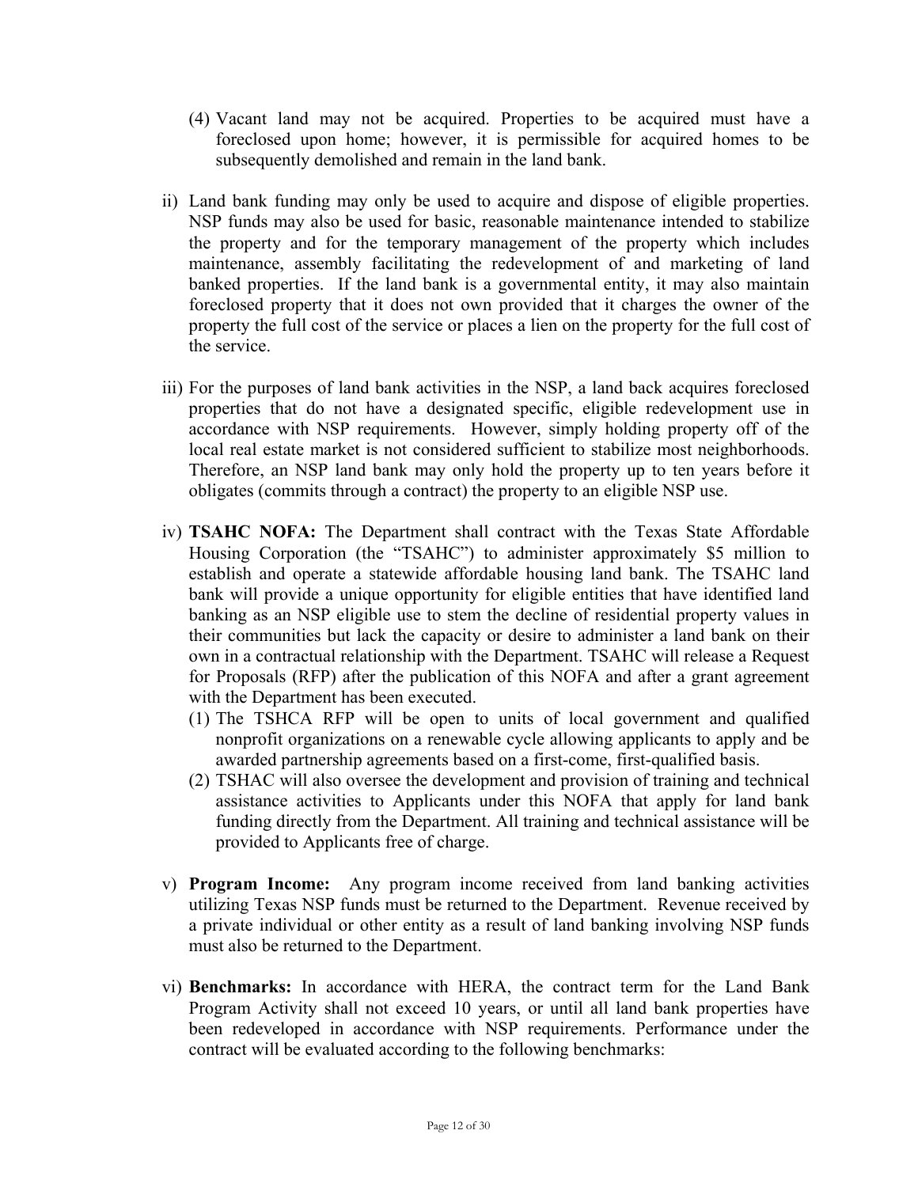(4) Vacant land may not be acquired. Properties to be acquired must have a foreclosed upon home; however, it is permissible for acquired homes to be subsequently demolished and remain in the land bank.

ii) Land bank funding may only be used to acquire and dispose of eligible properties. NSP funds may also be used for basic, reasonable maintenance intended to stabilize the property and for the temporary management of the property which includes maintenance, assembly facilitating the redevelopment of and marketing of land banked properties. If the land bank is a governmental entity, it may also maintain foreclosed property that it does not own provided that it charges the owner of the property the full cost of the service or places a lien on the property for the full cost of the service.

iii) For the purposes of land bank activities in the NSP, a land back acquires foreclosed properties that do not have a designated specific, eligible redevelopment use in accordance with NSP requirements. However, simply holding property off of the local real estate market is not considered sufficient to stabilize most neighborhoods. Therefore, an NSP land bank may only hold the property up to ten years before it obligates (commits through a contract) the property to an eligible NSP use.

iv) **TSAHC NOFA:** The Department shall contract with the Texas State Affordable Housing Corporation (the "TSAHC") to administer approximately $5 million to establish and operate a statewide affordable housing land bank. The TSAHC land bank will provide a unique opportunity for eligible entities that have identified land banking as an NSP eligible use to stem the decline of residential property values in their communities but lack the capacity or desire to administer a land bank on their own in a contractual relationship with the Department. TSAHC will release a Request for Proposals (RFP) after the publication of this NOFA and after a grant agreement with the Department has been executed.

(1) The TSHCA RFP will be open to units of local government and qualified nonprofit organizations on a renewable cycle allowing applicants to apply and be awarded partnership agreements based on a first-come, first-qualified basis.

(2) TSHAC will also oversee the development and provision of training and technical assistance activities to Applicants under this NOFA that apply for land bank funding directly from the Department. All training and technical assistance will be provided to Applicants free of charge.

v) **Program Income:** Any program income received from land banking activities utilizing Texas NSP funds must be returned to the Department. Revenue received by a private individual or other entity as a result of land banking involving NSP funds must also be returned to the Department.

vi) **Benchmarks:** In accordance with HERA, the contract term for the Land Bank Program Activity shall not exceed 10 years, or until all land bank properties have been redeveloped in accordance with NSP requirements. Performance under the contract will be evaluated according to the following benchmarks: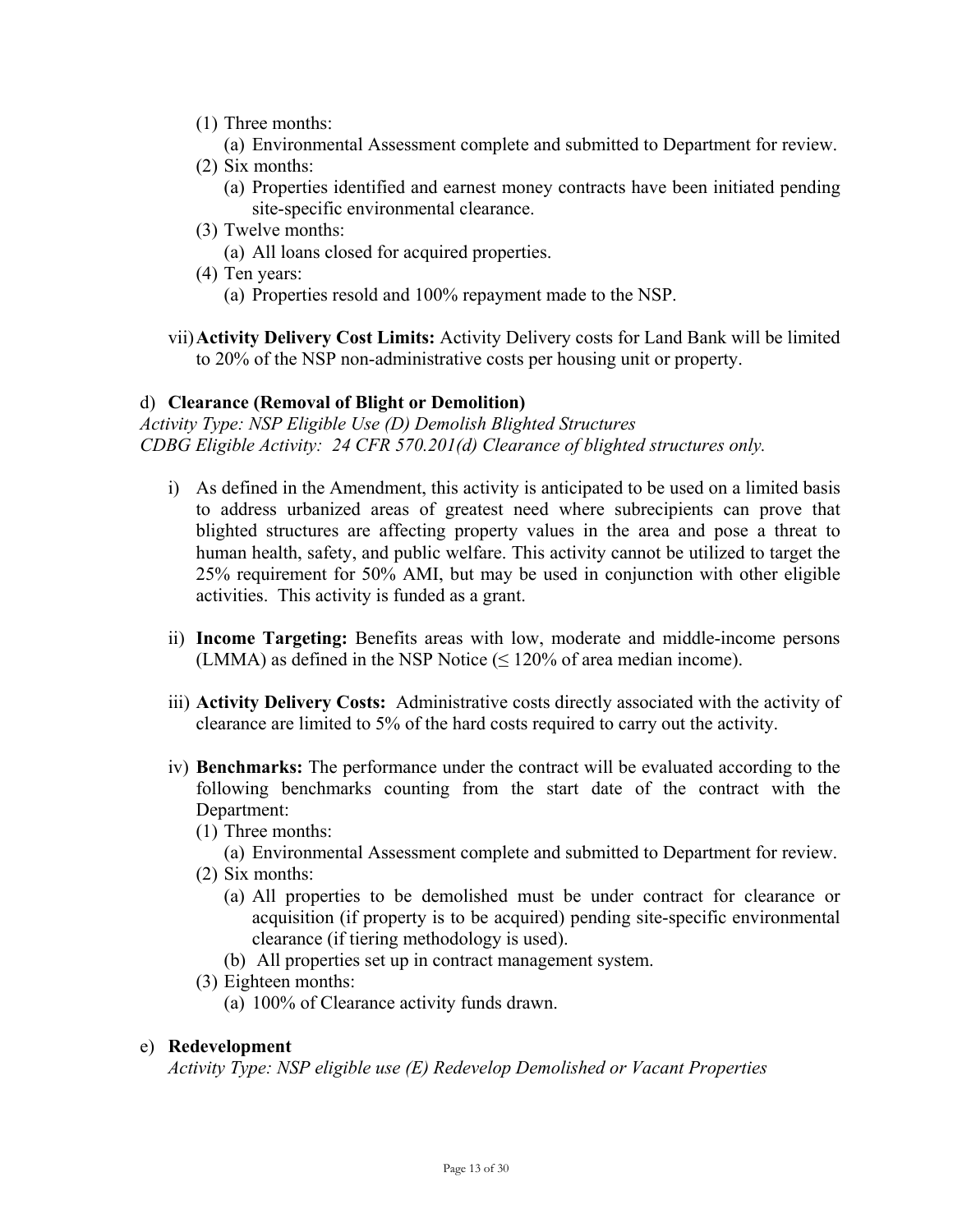(1) Three months:
   (a) Environmental Assessment complete and submitted to Department for review.
(2) Six months:
   (a) Properties identified and earnest money contracts have been initiated pending site-specific environmental clearance.
(3) Twelve months:
   (a) All loans closed for acquired properties.
(4) Ten years:
   (a) Properties resold and 100% repayment made to the NSP.

vii) **Activity Delivery Cost Limits:** Activity Delivery costs for Land Bank will be limited to 20% of the NSP non-administrative costs per housing unit or property.

d) **Clearance (Removal of Blight or Demolition)**

*Activity Type: NSP Eligible Use (D) Demolish Blighted Structures*
*CDBG Eligible Activity: 24 CFR 570.201(d) Clearance of blighted structures only.*

i) As defined in the Amendment, this activity is anticipated to be used on a limited basis to address urbanized areas of greatest need where subrecipients can prove that blighted structures are affecting property values in the area and pose a threat to human health, safety, and public welfare. This activity cannot be utilized to target the 25% requirement for 50% AMI, but may be used in conjunction with other eligible activities. This activity is funded as a grant.

ii) **Income Targeting:** Benefits areas with low, moderate and middle-income persons (LMMA) as defined in the NSP Notice (≤ 120% of area median income).

iii) **Activity Delivery Costs:** Administrative costs directly associated with the activity of clearance are limited to 5% of the hard costs required to carry out the activity.

iv) **Benchmarks:** The performance under the contract will be evaluated according to the following benchmarks counting from the start date of the contract with the Department:

(1) Three months:
   (a) Environmental Assessment complete and submitted to Department for review.
(2) Six months:
   (a) All properties to be demolished must be under contract for clearance or acquisition (if property is to be acquired) pending site-specific environmental clearance (if tiering methodology is used).
   (b) All properties set up in contract management system.
(3) Eighteen months:
   (a) 100% of Clearance activity funds drawn.

e) **Redevelopment**

*Activity Type: NSP eligible use (E) Redevelop Demolished or Vacant Properties*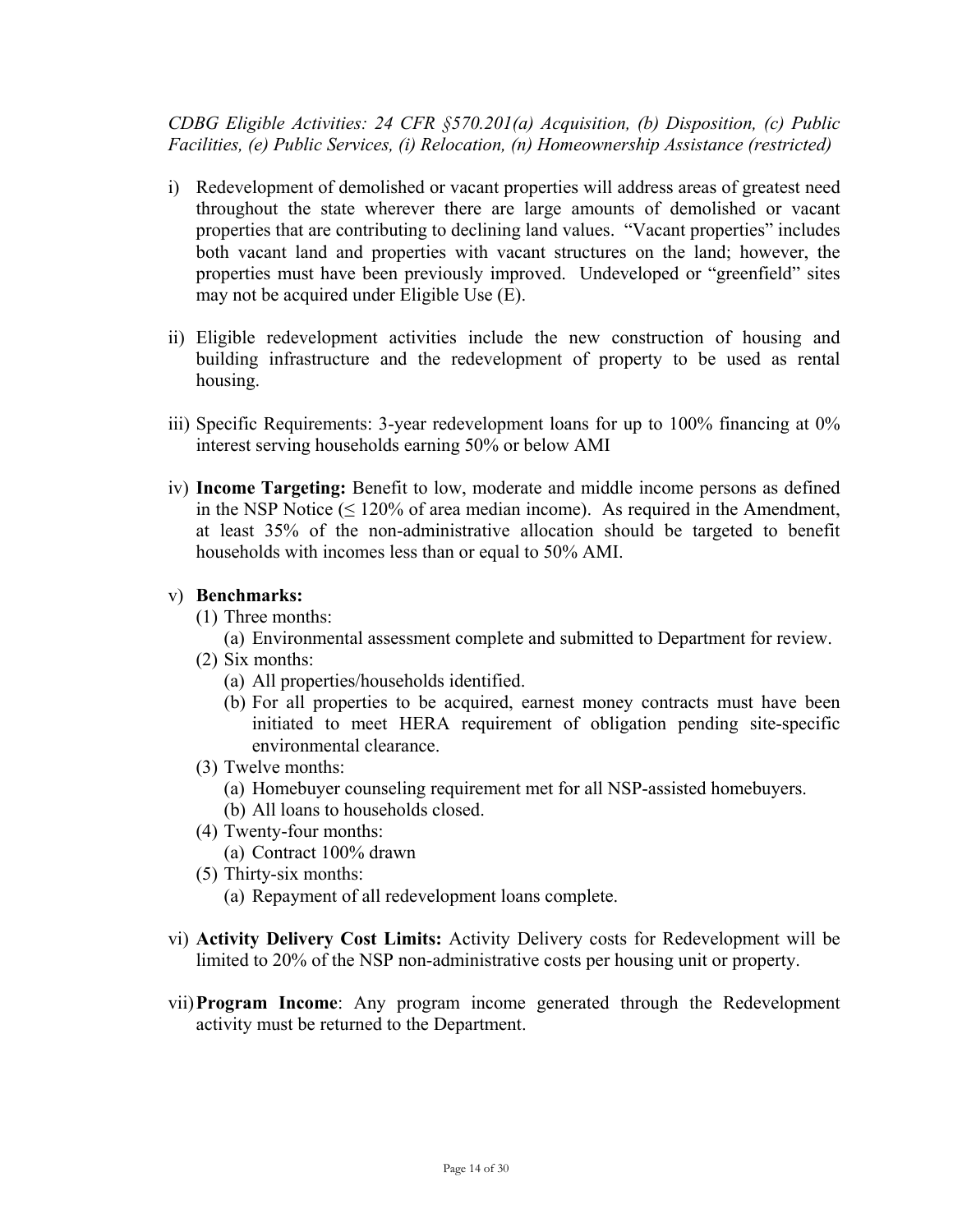*CDBG Eligible Activities: 24 CFR §570.201(a) Acquisition, (b) Disposition, (c) Public Facilities, (e) Public Services, (i) Relocation, (n) Homeownership Assistance (restricted)*

i) Redevelopment of demolished or vacant properties will address areas of greatest need throughout the state wherever there are large amounts of demolished or vacant properties that are contributing to declining land values. "Vacant properties" includes both vacant land and properties with vacant structures on the land; however, the properties must have been previously improved. Undeveloped or "greenfield" sites may not be acquired under Eligible Use (E).

ii) Eligible redevelopment activities include the new construction of housing and building infrastructure and the redevelopment of property to be used as rental housing.

iii) Specific Requirements: 3-year redevelopment loans for up to 100% financing at 0% interest serving households earning 50% or below AMI

iv) **Income Targeting:** Benefit to low, moderate and middle income persons as defined in the NSP Notice (≤ 120% of area median income). As required in the Amendment, at least 35% of the non-administrative allocation should be targeted to benefit households with incomes less than or equal to 50% AMI.

v) **Benchmarks:**
   - (1) Three months:
     - (a) Environmental assessment complete and submitted to Department for review.
   - (2) Six months:
     - (a) All properties/households identified.
     - (b) For all properties to be acquired, earnest money contracts must have been initiated to meet HERA requirement of obligation pending site-specific environmental clearance.
   - (3) Twelve months:
     - (a) Homebuyer counseling requirement met for all NSP-assisted homebuyers.
     - (b) All loans to households closed.
   - (4) Twenty-four months:
     - (a) Contract 100% drawn
   - (5) Thirty-six months:
     - (a) Repayment of all redevelopment loans complete.

vi) **Activity Delivery Cost Limits:** Activity Delivery costs for Redevelopment will be limited to 20% of the NSP non-administrative costs per housing unit or property.

vii) **Program Income**: Any program income generated through the Redevelopment activity must be returned to the Department.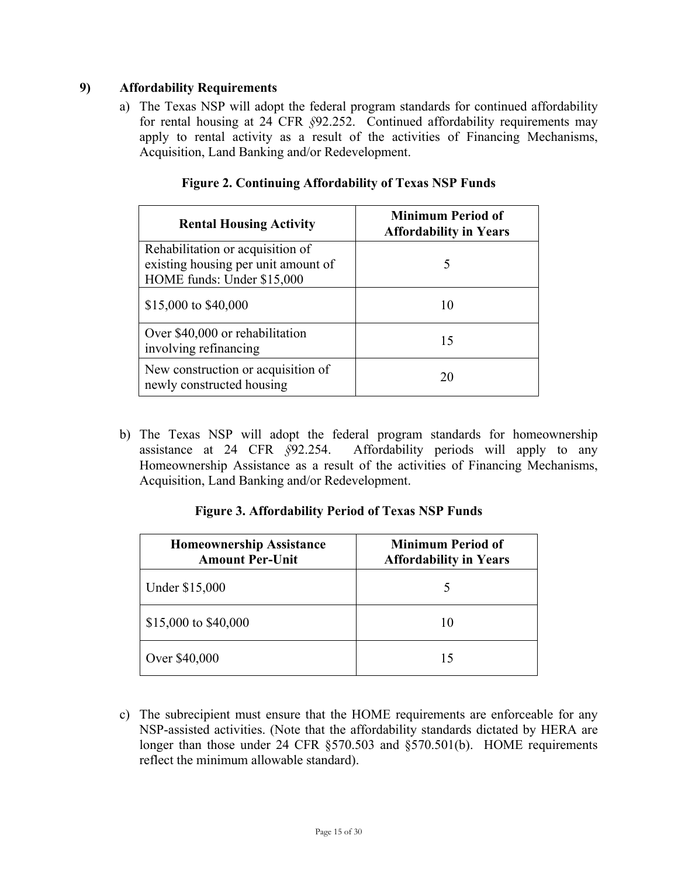## 9) Affordability Requirements

a) The Texas NSP will adopt the federal program standards for continued affordability for rental housing at 24 CFR §92.252. Continued affordability requirements may apply to rental activity as a result of the activities of Financing Mechanisms, Acquisition, Land Banking and/or Redevelopment.

**Figure 2. Continuing Affordability of Texas NSP Funds**

| Rental Housing Activity | Minimum Period of Affordability in Years |
|---|---|
| Rehabilitation or acquisition of existing housing per unit amount of HOME funds: Under $15,000 | 5 |
| $15,000 to $40,000 | 10 |
| Over $40,000 or rehabilitation involving refinancing | 15 |
| New construction or acquisition of newly constructed housing | 20 |

b) The Texas NSP will adopt the federal program standards for homeownership assistance at 24 CFR §92.254. Affordability periods will apply to any Homeownership Assistance as a result of the activities of Financing Mechanisms, Acquisition, Land Banking and/or Redevelopment.

**Figure 3. Affordability Period of Texas NSP Funds**

| Homeownership Assistance Amount Per-Unit | Minimum Period of Affordability in Years |
|---|---|
| Under $15,000 | 5 |
| $15,000 to $40,000 | 10 |
| Over $40,000 | 15 |

c) The subrecipient must ensure that the HOME requirements are enforceable for any NSP-assisted activities. (Note that the affordability standards dictated by HERA are longer than those under 24 CFR §570.503 and §570.501(b). HOME requirements reflect the minimum allowable standard).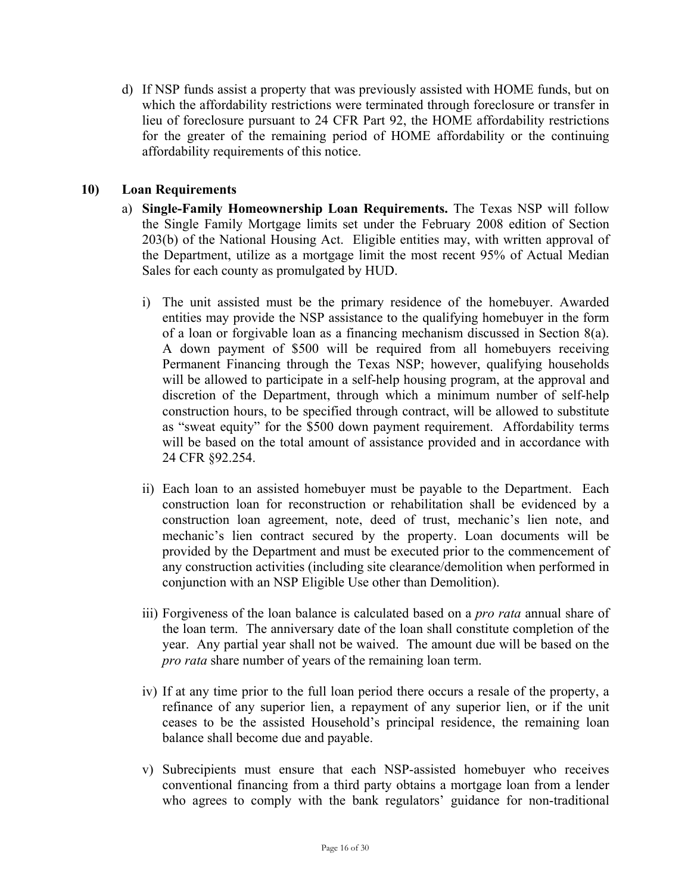d) If NSP funds assist a property that was previously assisted with HOME funds, but on which the affordability restrictions were terminated through foreclosure or transfer in lieu of foreclosure pursuant to 24 CFR Part 92, the HOME affordability restrictions for the greater of the remaining period of HOME affordability or the continuing affordability requirements of this notice.

## 10) Loan Requirements

a) **Single-Family Homeownership Loan Requirements.** The Texas NSP will follow the Single Family Mortgage limits set under the February 2008 edition of Section 203(b) of the National Housing Act. Eligible entities may, with written approval of the Department, utilize as a mortgage limit the most recent 95% of Actual Median Sales for each county as promulgated by HUD.

i) The unit assisted must be the primary residence of the homebuyer. Awarded entities may provide the NSP assistance to the qualifying homebuyer in the form of a loan or forgivable loan as a financing mechanism discussed in Section 8(a). A down payment of $500 will be required from all homebuyers receiving Permanent Financing through the Texas NSP; however, qualifying households will be allowed to participate in a self-help housing program, at the approval and discretion of the Department, through which a minimum number of self-help construction hours, to be specified through contract, will be allowed to substitute as "sweat equity" for the $500 down payment requirement. Affordability terms will be based on the total amount of assistance provided and in accordance with 24 CFR §92.254.

ii) Each loan to an assisted homebuyer must be payable to the Department. Each construction loan for reconstruction or rehabilitation shall be evidenced by a construction loan agreement, note, deed of trust, mechanic's lien note, and mechanic's lien contract secured by the property. Loan documents will be provided by the Department and must be executed prior to the commencement of any construction activities (including site clearance/demolition when performed in conjunction with an NSP Eligible Use other than Demolition).

iii) Forgiveness of the loan balance is calculated based on a *pro rata* annual share of the loan term. The anniversary date of the loan shall constitute completion of the year. Any partial year shall not be waived. The amount due will be based on the *pro rata* share number of years of the remaining loan term.

iv) If at any time prior to the full loan period there occurs a resale of the property, a refinance of any superior lien, a repayment of any superior lien, or if the unit ceases to be the assisted Household's principal residence, the remaining loan balance shall become due and payable.

v) Subrecipients must ensure that each NSP-assisted homebuyer who receives conventional financing from a third party obtains a mortgage loan from a lender who agrees to comply with the bank regulators' guidance for non-traditional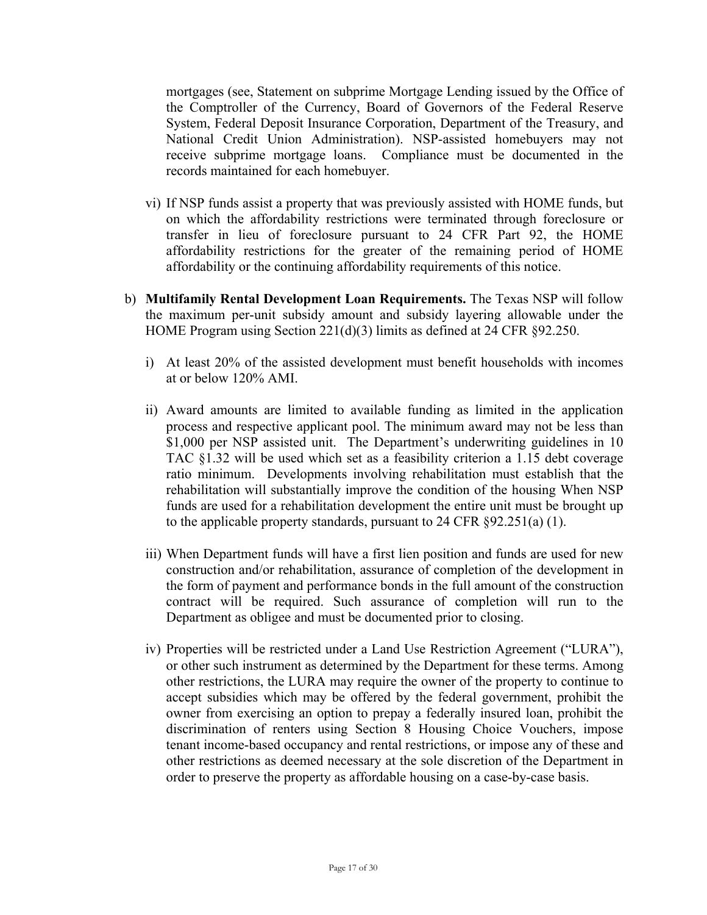mortgages (see, Statement on subprime Mortgage Lending issued by the Office of the Comptroller of the Currency, Board of Governors of the Federal Reserve System, Federal Deposit Insurance Corporation, Department of the Treasury, and National Credit Union Administration). NSP-assisted homebuyers may not receive subprime mortgage loans. Compliance must be documented in the records maintained for each homebuyer.

vi) If NSP funds assist a property that was previously assisted with HOME funds, but on which the affordability restrictions were terminated through foreclosure or transfer in lieu of foreclosure pursuant to 24 CFR Part 92, the HOME affordability restrictions for the greater of the remaining period of HOME affordability or the continuing affordability requirements of this notice.

b) **Multifamily Rental Development Loan Requirements.** The Texas NSP will follow the maximum per-unit subsidy amount and subsidy layering allowable under the HOME Program using Section 221(d)(3) limits as defined at 24 CFR §92.250.

i) At least 20% of the assisted development must benefit households with incomes at or below 120% AMI.

ii) Award amounts are limited to available funding as limited in the application process and respective applicant pool. The minimum award may not be less than $1,000 per NSP assisted unit. The Department's underwriting guidelines in 10 TAC §1.32 will be used which set as a feasibility criterion a 1.15 debt coverage ratio minimum. Developments involving rehabilitation must establish that the rehabilitation will substantially improve the condition of the housing When NSP funds are used for a rehabilitation development the entire unit must be brought up to the applicable property standards, pursuant to 24 CFR §92.251(a) (1).

iii) When Department funds will have a first lien position and funds are used for new construction and/or rehabilitation, assurance of completion of the development in the form of payment and performance bonds in the full amount of the construction contract will be required. Such assurance of completion will run to the Department as obligee and must be documented prior to closing.

iv) Properties will be restricted under a Land Use Restriction Agreement ("LURA"), or other such instrument as determined by the Department for these terms. Among other restrictions, the LURA may require the owner of the property to continue to accept subsidies which may be offered by the federal government, prohibit the owner from exercising an option to prepay a federally insured loan, prohibit the discrimination of renters using Section 8 Housing Choice Vouchers, impose tenant income-based occupancy and rental restrictions, or impose any of these and other restrictions as deemed necessary at the sole discretion of the Department in order to preserve the property as affordable housing on a case-by-case basis.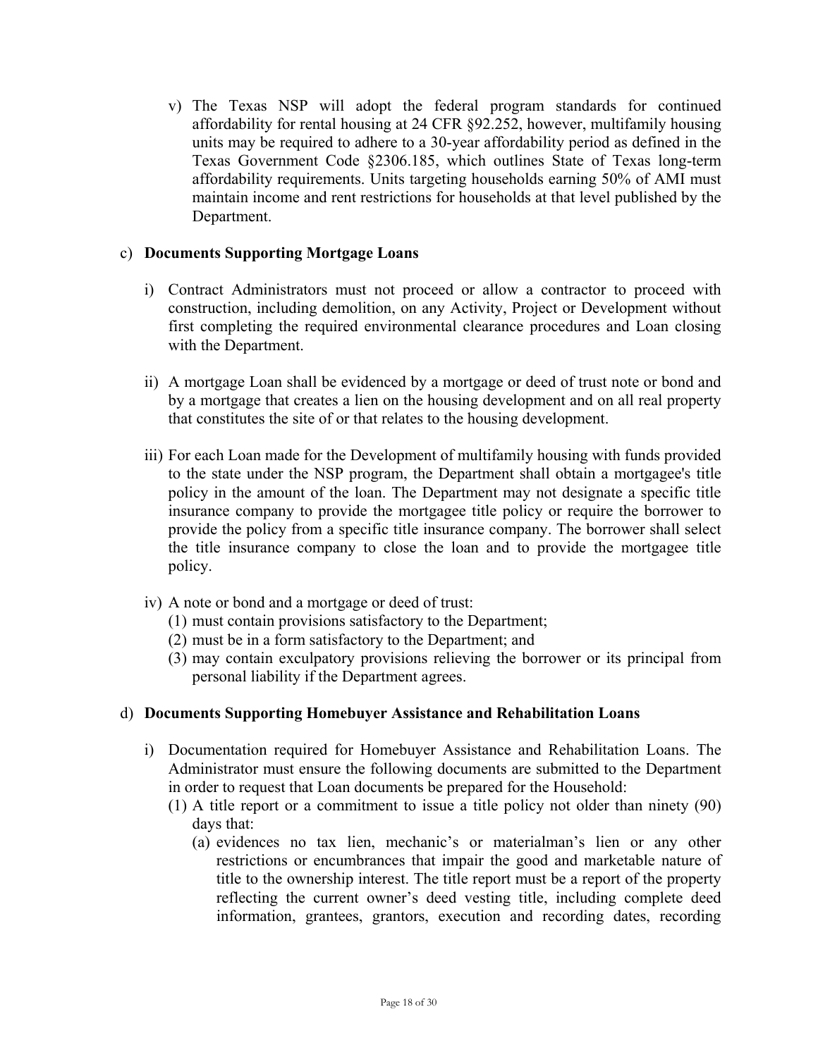v) The Texas NSP will adopt the federal program standards for continued affordability for rental housing at 24 CFR §92.252, however, multifamily housing units may be required to adhere to a 30-year affordability period as defined in the Texas Government Code §2306.185, which outlines State of Texas long-term affordability requirements. Units targeting households earning 50% of AMI must maintain income and rent restrictions for households at that level published by the Department.

c) **Documents Supporting Mortgage Loans**

i) Contract Administrators must not proceed or allow a contractor to proceed with construction, including demolition, on any Activity, Project or Development without first completing the required environmental clearance procedures and Loan closing with the Department.

ii) A mortgage Loan shall be evidenced by a mortgage or deed of trust note or bond and by a mortgage that creates a lien on the housing development and on all real property that constitutes the site of or that relates to the housing development.

iii) For each Loan made for the Development of multifamily housing with funds provided to the state under the NSP program, the Department shall obtain a mortgagee's title policy in the amount of the loan. The Department may not designate a specific title insurance company to provide the mortgagee title policy or require the borrower to provide the policy from a specific title insurance company. The borrower shall select the title insurance company to close the loan and to provide the mortgagee title policy.

iv) A note or bond and a mortgage or deed of trust:
   (1) must contain provisions satisfactory to the Department;
   (2) must be in a form satisfactory to the Department; and
   (3) may contain exculpatory provisions relieving the borrower or its principal from personal liability if the Department agrees.

d) **Documents Supporting Homebuyer Assistance and Rehabilitation Loans**

i) Documentation required for Homebuyer Assistance and Rehabilitation Loans. The Administrator must ensure the following documents are submitted to the Department in order to request that Loan documents be prepared for the Household:
   (1) A title report or a commitment to issue a title policy not older than ninety (90) days that:
      (a) evidences no tax lien, mechanic's or materialman's lien or any other restrictions or encumbrances that impair the good and marketable nature of title to the ownership interest. The title report must be a report of the property reflecting the current owner's deed vesting title, including complete deed information, grantees, grantors, execution and recording dates, recording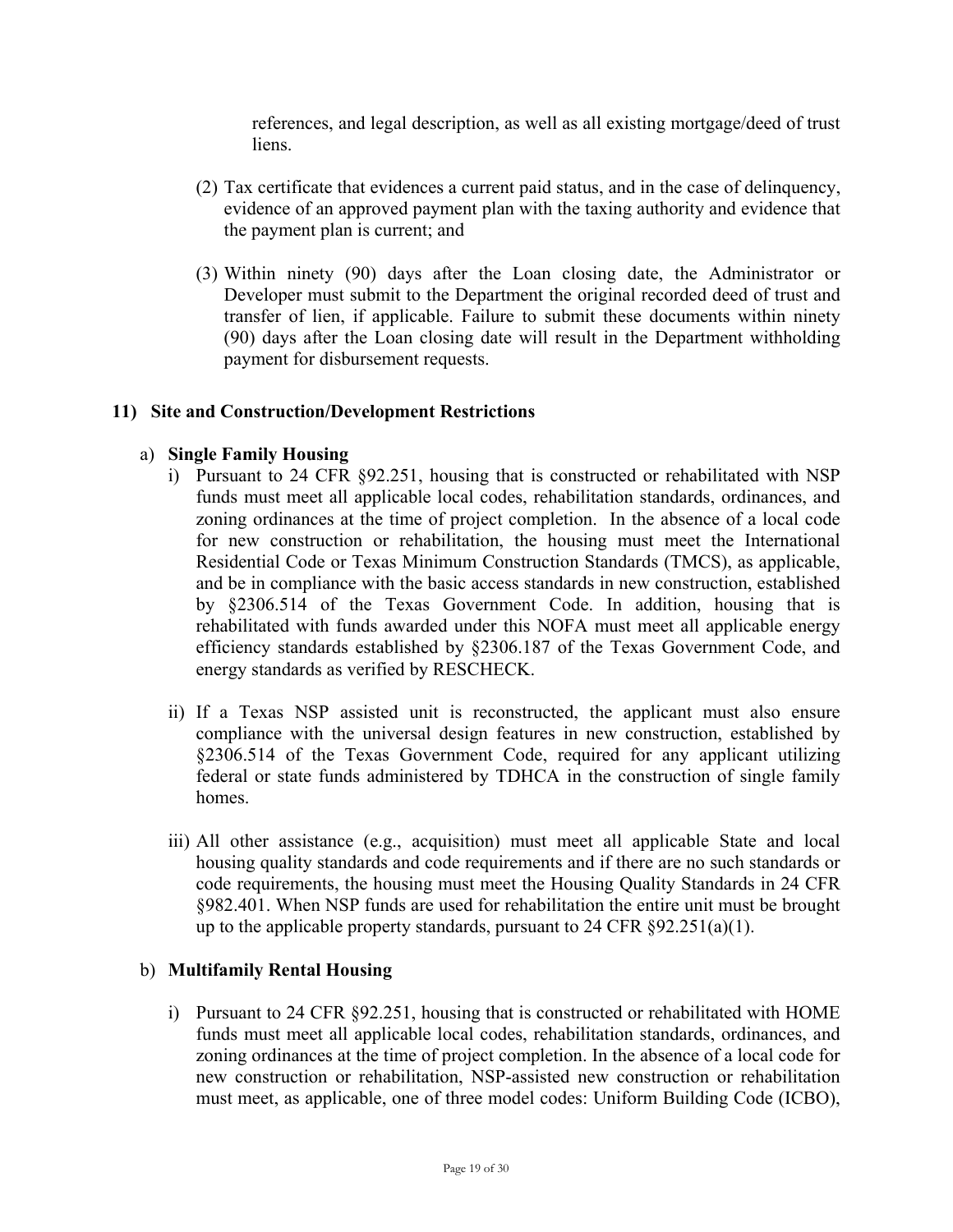references, and legal description, as well as all existing mortgage/deed of trust liens.

(2) Tax certificate that evidences a current paid status, and in the case of delinquency, evidence of an approved payment plan with the taxing authority and evidence that the payment plan is current; and

(3) Within ninety (90) days after the Loan closing date, the Administrator or Developer must submit to the Department the original recorded deed of trust and transfer of lien, if applicable. Failure to submit these documents within ninety (90) days after the Loan closing date will result in the Department withholding payment for disbursement requests.

## 11) Site and Construction/Development Restrictions

### a) Single Family Housing

i) Pursuant to 24 CFR §92.251, housing that is constructed or rehabilitated with NSP funds must meet all applicable local codes, rehabilitation standards, ordinances, and zoning ordinances at the time of project completion. In the absence of a local code for new construction or rehabilitation, the housing must meet the International Residential Code or Texas Minimum Construction Standards (TMCS), as applicable, and be in compliance with the basic access standards in new construction, established by §2306.514 of the Texas Government Code. In addition, housing that is rehabilitated with funds awarded under this NOFA must meet all applicable energy efficiency standards established by §2306.187 of the Texas Government Code, and energy standards as verified by RESCHECK.

ii) If a Texas NSP assisted unit is reconstructed, the applicant must also ensure compliance with the universal design features in new construction, established by §2306.514 of the Texas Government Code, required for any applicant utilizing federal or state funds administered by TDHCA in the construction of single family homes.

iii) All other assistance (e.g., acquisition) must meet all applicable State and local housing quality standards and code requirements and if there are no such standards or code requirements, the housing must meet the Housing Quality Standards in 24 CFR §982.401. When NSP funds are used for rehabilitation the entire unit must be brought up to the applicable property standards, pursuant to 24 CFR §92.251(a)(1).

### b) Multifamily Rental Housing

i) Pursuant to 24 CFR §92.251, housing that is constructed or rehabilitated with HOME funds must meet all applicable local codes, rehabilitation standards, ordinances, and zoning ordinances at the time of project completion. In the absence of a local code for new construction or rehabilitation, NSP-assisted new construction or rehabilitation must meet, as applicable, one of three model codes: Uniform Building Code (ICBO),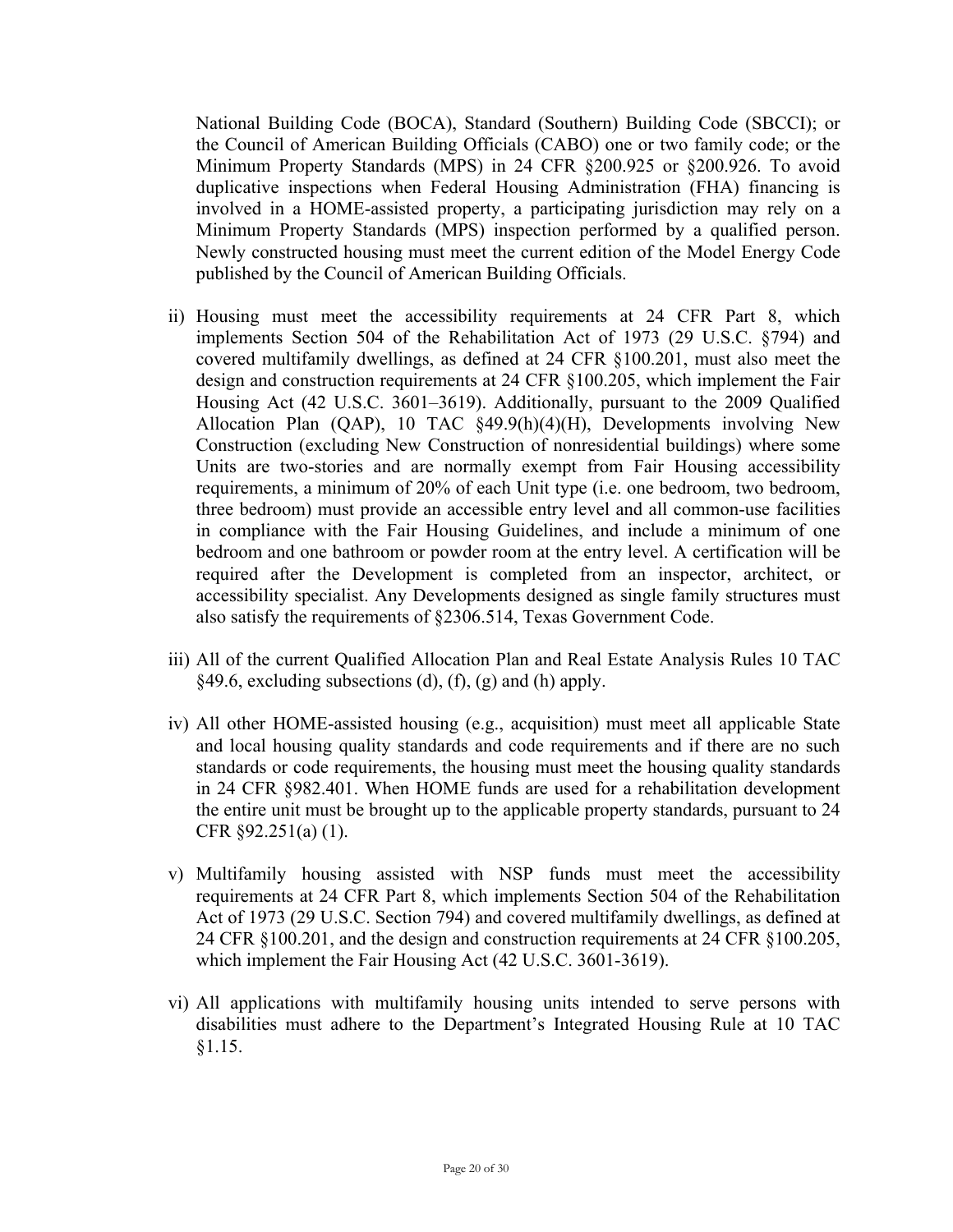National Building Code (BOCA), Standard (Southern) Building Code (SBCCI); or the Council of American Building Officials (CABO) one or two family code; or the Minimum Property Standards (MPS) in 24 CFR §200.925 or §200.926. To avoid duplicative inspections when Federal Housing Administration (FHA) financing is involved in a HOME-assisted property, a participating jurisdiction may rely on a Minimum Property Standards (MPS) inspection performed by a qualified person. Newly constructed housing must meet the current edition of the Model Energy Code published by the Council of American Building Officials.

ii) Housing must meet the accessibility requirements at 24 CFR Part 8, which implements Section 504 of the Rehabilitation Act of 1973 (29 U.S.C. §794) and covered multifamily dwellings, as defined at 24 CFR §100.201, must also meet the design and construction requirements at 24 CFR §100.205, which implement the Fair Housing Act (42 U.S.C. 3601–3619). Additionally, pursuant to the 2009 Qualified Allocation Plan (QAP), 10 TAC §49.9(h)(4)(H), Developments involving New Construction (excluding New Construction of nonresidential buildings) where some Units are two-stories and are normally exempt from Fair Housing accessibility requirements, a minimum of 20% of each Unit type (i.e. one bedroom, two bedroom, three bedroom) must provide an accessible entry level and all common-use facilities in compliance with the Fair Housing Guidelines, and include a minimum of one bedroom and one bathroom or powder room at the entry level. A certification will be required after the Development is completed from an inspector, architect, or accessibility specialist. Any Developments designed as single family structures must also satisfy the requirements of §2306.514, Texas Government Code.

iii) All of the current Qualified Allocation Plan and Real Estate Analysis Rules 10 TAC §49.6, excluding subsections (d), (f), (g) and (h) apply.

iv) All other HOME-assisted housing (e.g., acquisition) must meet all applicable State and local housing quality standards and code requirements and if there are no such standards or code requirements, the housing must meet the housing quality standards in 24 CFR §982.401. When HOME funds are used for a rehabilitation development the entire unit must be brought up to the applicable property standards, pursuant to 24 CFR §92.251(a) (1).

v) Multifamily housing assisted with NSP funds must meet the accessibility requirements at 24 CFR Part 8, which implements Section 504 of the Rehabilitation Act of 1973 (29 U.S.C. Section 794) and covered multifamily dwellings, as defined at 24 CFR §100.201, and the design and construction requirements at 24 CFR §100.205, which implement the Fair Housing Act (42 U.S.C. 3601-3619).

vi) All applications with multifamily housing units intended to serve persons with disabilities must adhere to the Department's Integrated Housing Rule at 10 TAC §1.15.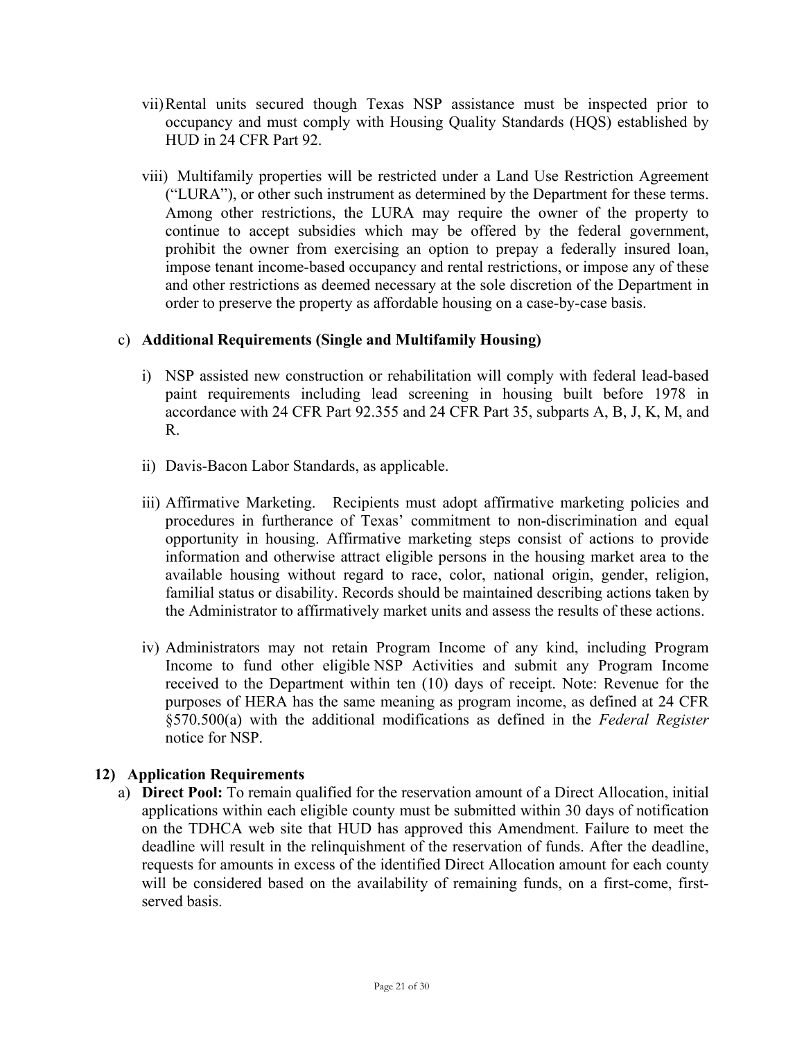vii) Rental units secured though Texas NSP assistance must be inspected prior to occupancy and must comply with Housing Quality Standards (HQS) established by HUD in 24 CFR Part 92.

viii) Multifamily properties will be restricted under a Land Use Restriction Agreement ("LURA"), or other such instrument as determined by the Department for these terms. Among other restrictions, the LURA may require the owner of the property to continue to accept subsidies which may be offered by the federal government, prohibit the owner from exercising an option to prepay a federally insured loan, impose tenant income-based occupancy and rental restrictions, or impose any of these and other restrictions as deemed necessary at the sole discretion of the Department in order to preserve the property as affordable housing on a case-by-case basis.

c) **Additional Requirements (Single and Multifamily Housing)**

i) NSP assisted new construction or rehabilitation will comply with federal lead-based paint requirements including lead screening in housing built before 1978 in accordance with 24 CFR Part 92.355 and 24 CFR Part 35, subparts A, B, J, K, M, and R.

ii) Davis-Bacon Labor Standards, as applicable.

iii) Affirmative Marketing. Recipients must adopt affirmative marketing policies and procedures in furtherance of Texas' commitment to non-discrimination and equal opportunity in housing. Affirmative marketing steps consist of actions to provide information and otherwise attract eligible persons in the housing market area to the available housing without regard to race, color, national origin, gender, religion, familial status or disability. Records should be maintained describing actions taken by the Administrator to affirmatively market units and assess the results of these actions.

iv) Administrators may not retain Program Income of any kind, including Program Income to fund other eligible NSP Activities and submit any Program Income received to the Department within ten (10) days of receipt. Note: Revenue for the purposes of HERA has the same meaning as program income, as defined at 24 CFR §570.500(a) with the additional modifications as defined in the *Federal Register* notice for NSP.

**12) Application Requirements**

a) **Direct Pool:** To remain qualified for the reservation amount of a Direct Allocation, initial applications within each eligible county must be submitted within 30 days of notification on the TDHCA web site that HUD has approved this Amendment. Failure to meet the deadline will result in the relinquishment of the reservation of funds. After the deadline, requests for amounts in excess of the identified Direct Allocation amount for each county will be considered based on the availability of remaining funds, on a first-come, first-served basis.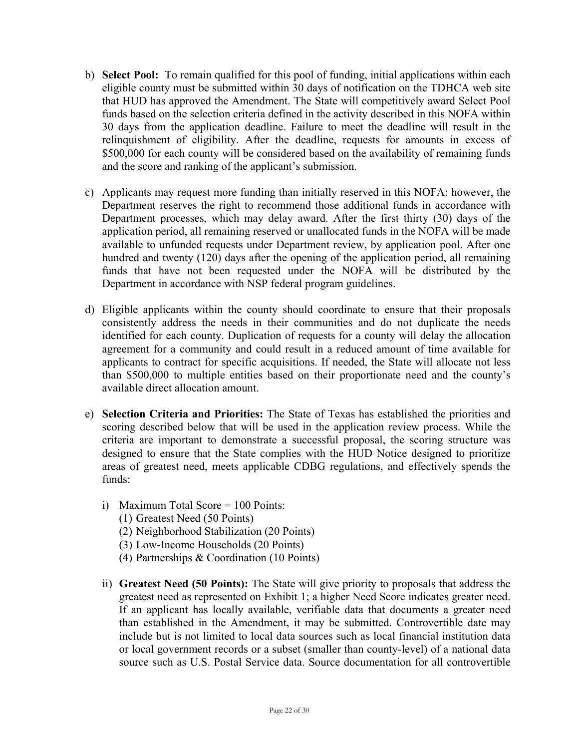b) **Select Pool:** To remain qualified for this pool of funding, initial applications within each eligible county must be submitted within 30 days of notification on the TDHCA web site that HUD has approved the Amendment. The State will competitively award Select Pool funds based on the selection criteria defined in the activity described in this NOFA within 30 days from the application deadline. Failure to meet the deadline will result in the relinquishment of eligibility. After the deadline, requests for amounts in excess of $500,000 for each county will be considered based on the availability of remaining funds and the score and ranking of the applicant's submission.

c) Applicants may request more funding than initially reserved in this NOFA; however, the Department reserves the right to recommend those additional funds in accordance with Department processes, which may delay award. After the first thirty (30) days of the application period, all remaining reserved or unallocated funds in the NOFA will be made available to unfunded requests under Department review, by application pool. After one hundred and twenty (120) days after the opening of the application period, all remaining funds that have not been requested under the NOFA will be distributed by the Department in accordance with NSP federal program guidelines.

d) Eligible applicants within the county should coordinate to ensure that their proposals consistently address the needs in their communities and do not duplicate the needs identified for each county. Duplication of requests for a county will delay the allocation agreement for a community and could result in a reduced amount of time available for applicants to contract for specific acquisitions. If needed, the State will allocate not less than $500,000 to multiple entities based on their proportionate need and the county's available direct allocation amount.

e) **Selection Criteria and Priorities:** The State of Texas has established the priorities and scoring described below that will be used in the application review process. While the criteria are important to demonstrate a successful proposal, the scoring structure was designed to ensure that the State complies with the HUD Notice designed to prioritize areas of greatest need, meets applicable CDBG regulations, and effectively spends the funds:

   i) Maximum Total Score = 100 Points:
      (1) Greatest Need (50 Points)
      (2) Neighborhood Stabilization (20 Points)
      (3) Low-Income Households (20 Points)
      (4) Partnerships & Coordination (10 Points)

   ii) **Greatest Need (50 Points):** The State will give priority to proposals that address the greatest need as represented on Exhibit 1; a higher Need Score indicates greater need. If an applicant has locally available, verifiable data that documents a greater need than established in the Amendment, it may be submitted. Controvertible date may include but is not limited to local data sources such as local financial institution data or local government records or a subset (smaller than county-level) of a national data source such as U.S. Postal Service data. Source documentation for all controvertible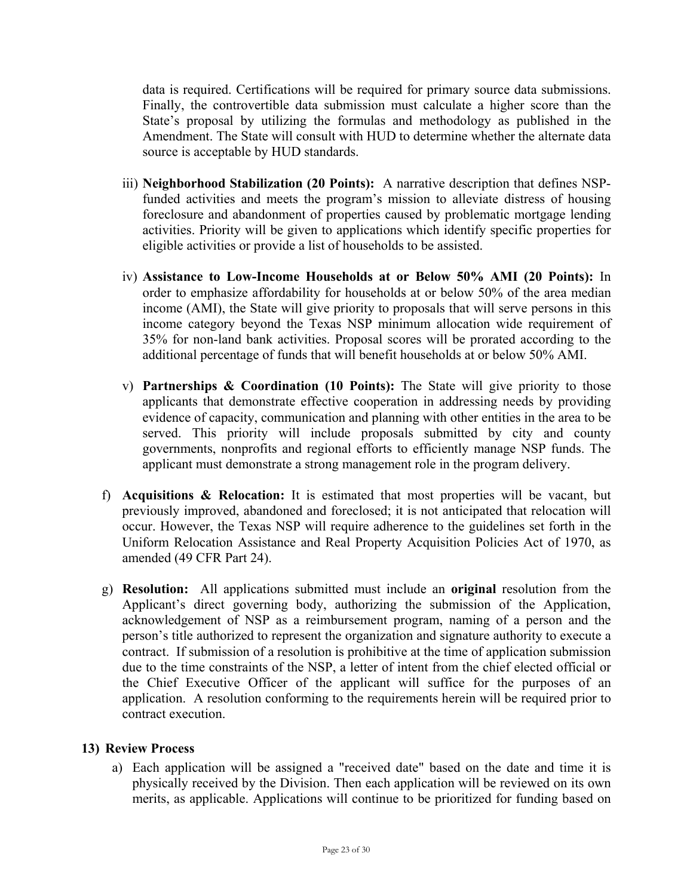data is required. Certifications will be required for primary source data submissions. Finally, the controvertible data submission must calculate a higher score than the State's proposal by utilizing the formulas and methodology as published in the Amendment. The State will consult with HUD to determine whether the alternate data source is acceptable by HUD standards.

iii) **Neighborhood Stabilization (20 Points):** A narrative description that defines NSP-funded activities and meets the program's mission to alleviate distress of housing foreclosure and abandonment of properties caused by problematic mortgage lending activities. Priority will be given to applications which identify specific properties for eligible activities or provide a list of households to be assisted.

iv) **Assistance to Low-Income Households at or Below 50% AMI (20 Points):** In order to emphasize affordability for households at or below 50% of the area median income (AMI), the State will give priority to proposals that will serve persons in this income category beyond the Texas NSP minimum allocation wide requirement of 35% for non-land bank activities. Proposal scores will be prorated according to the additional percentage of funds that will benefit households at or below 50% AMI.

v) **Partnerships & Coordination (10 Points):** The State will give priority to those applicants that demonstrate effective cooperation in addressing needs by providing evidence of capacity, communication and planning with other entities in the area to be served. This priority will include proposals submitted by city and county governments, nonprofits and regional efforts to efficiently manage NSP funds. The applicant must demonstrate a strong management role in the program delivery.

f) **Acquisitions & Relocation:** It is estimated that most properties will be vacant, but previously improved, abandoned and foreclosed; it is not anticipated that relocation will occur. However, the Texas NSP will require adherence to the guidelines set forth in the Uniform Relocation Assistance and Real Property Acquisition Policies Act of 1970, as amended (49 CFR Part 24).

g) **Resolution:** All applications submitted must include an **original** resolution from the Applicant's direct governing body, authorizing the submission of the Application, acknowledgement of NSP as a reimbursement program, naming of a person and the person's title authorized to represent the organization and signature authority to execute a contract. If submission of a resolution is prohibitive at the time of application submission due to the time constraints of the NSP, a letter of intent from the chief elected official or the Chief Executive Officer of the applicant will suffice for the purposes of an application. A resolution conforming to the requirements herein will be required prior to contract execution.

## 13) Review Process

a) Each application will be assigned a "received date" based on the date and time it is physically received by the Division. Then each application will be reviewed on its own merits, as applicable. Applications will continue to be prioritized for funding based on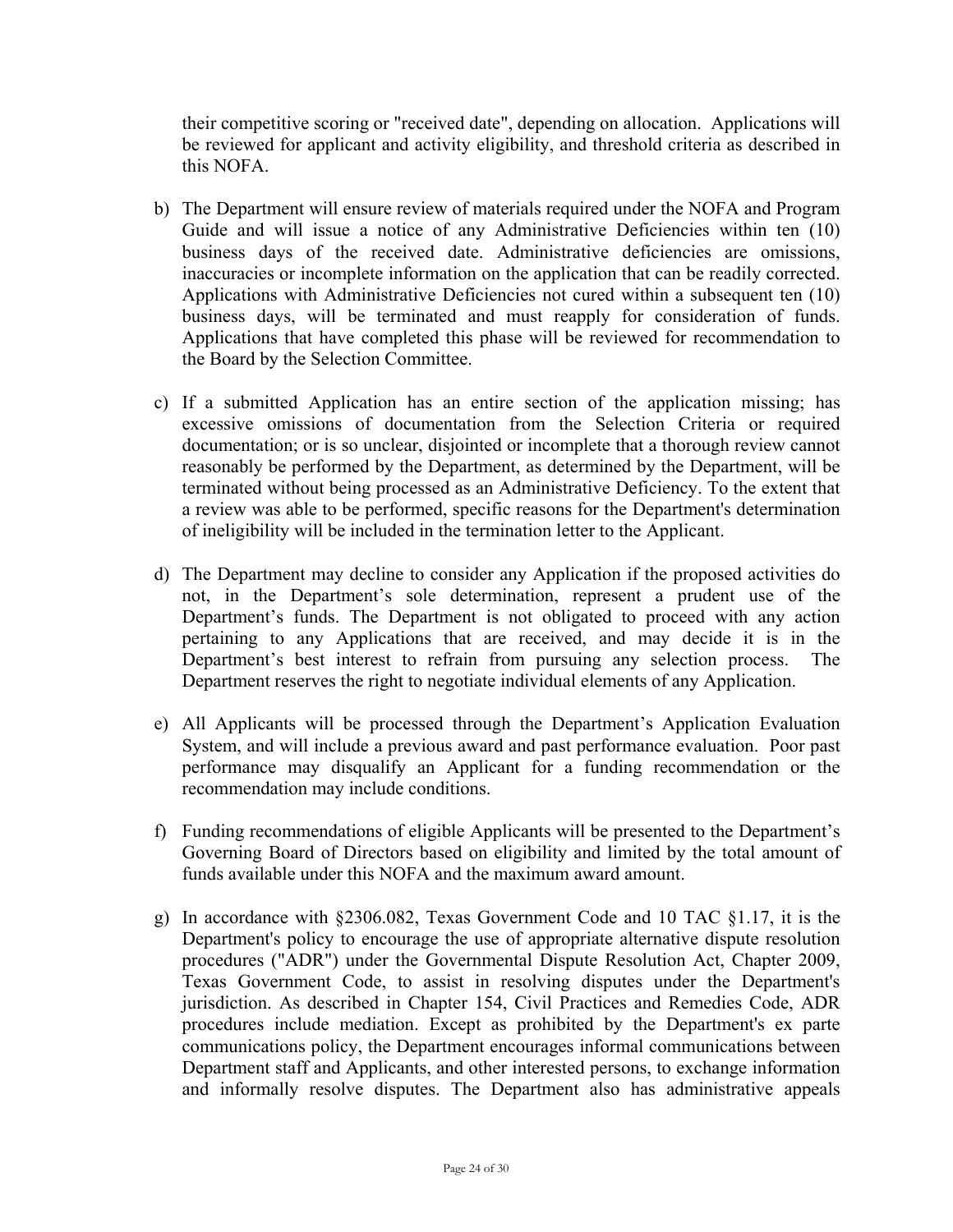their competitive scoring or "received date", depending on allocation. Applications will be reviewed for applicant and activity eligibility, and threshold criteria as described in this NOFA.

b) The Department will ensure review of materials required under the NOFA and Program Guide and will issue a notice of any Administrative Deficiencies within ten (10) business days of the received date. Administrative deficiencies are omissions, inaccuracies or incomplete information on the application that can be readily corrected. Applications with Administrative Deficiencies not cured within a subsequent ten (10) business days, will be terminated and must reapply for consideration of funds. Applications that have completed this phase will be reviewed for recommendation to the Board by the Selection Committee.

c) If a submitted Application has an entire section of the application missing; has excessive omissions of documentation from the Selection Criteria or required documentation; or is so unclear, disjointed or incomplete that a thorough review cannot reasonably be performed by the Department, as determined by the Department, will be terminated without being processed as an Administrative Deficiency. To the extent that a review was able to be performed, specific reasons for the Department's determination of ineligibility will be included in the termination letter to the Applicant.

d) The Department may decline to consider any Application if the proposed activities do not, in the Department's sole determination, represent a prudent use of the Department's funds. The Department is not obligated to proceed with any action pertaining to any Applications that are received, and may decide it is in the Department's best interest to refrain from pursuing any selection process. The Department reserves the right to negotiate individual elements of any Application.

e) All Applicants will be processed through the Department's Application Evaluation System, and will include a previous award and past performance evaluation. Poor past performance may disqualify an Applicant for a funding recommendation or the recommendation may include conditions.

f) Funding recommendations of eligible Applicants will be presented to the Department's Governing Board of Directors based on eligibility and limited by the total amount of funds available under this NOFA and the maximum award amount.

g) In accordance with §2306.082, Texas Government Code and 10 TAC §1.17, it is the Department's policy to encourage the use of appropriate alternative dispute resolution procedures ("ADR") under the Governmental Dispute Resolution Act, Chapter 2009, Texas Government Code, to assist in resolving disputes under the Department's jurisdiction. As described in Chapter 154, Civil Practices and Remedies Code, ADR procedures include mediation. Except as prohibited by the Department's ex parte communications policy, the Department encourages informal communications between Department staff and Applicants, and other interested persons, to exchange information and informally resolve disputes. The Department also has administrative appeals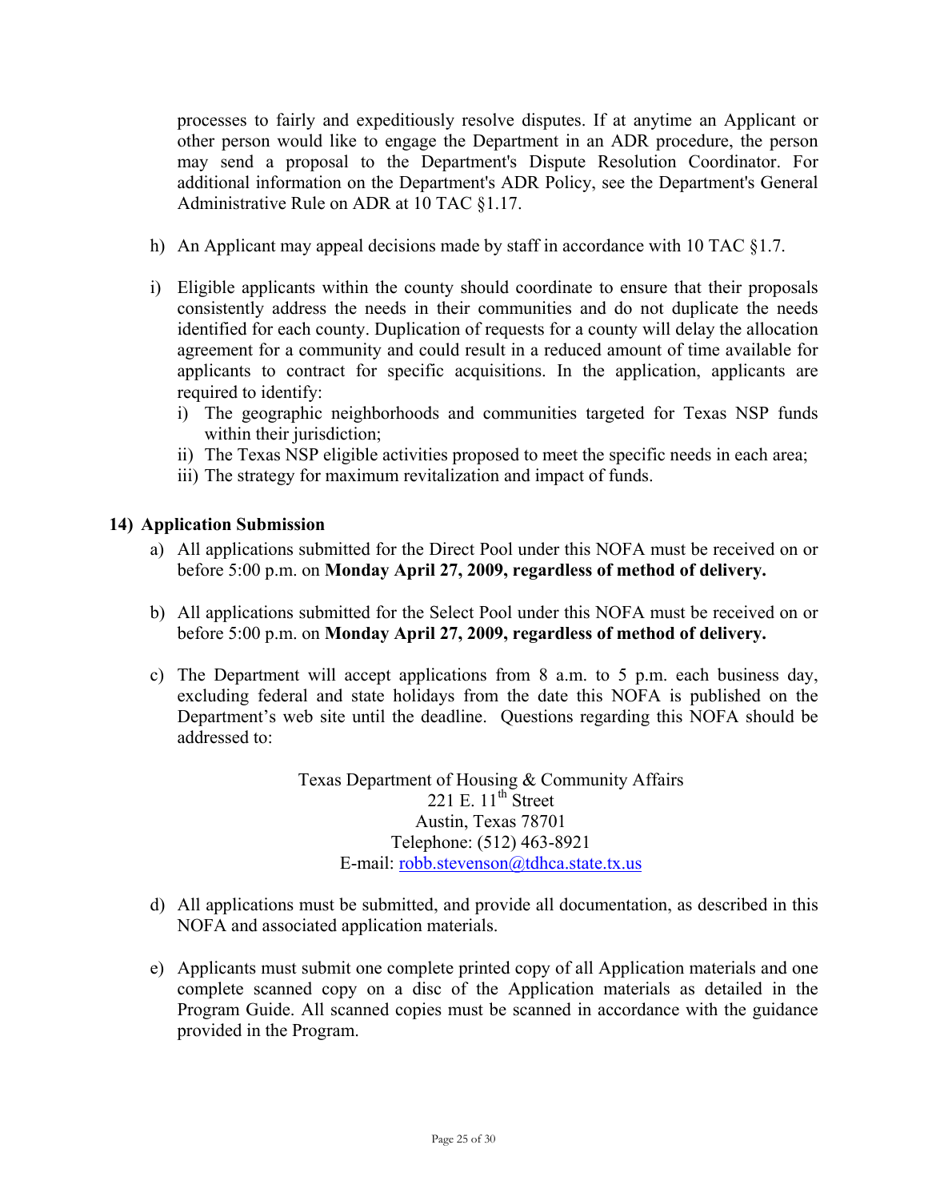processes to fairly and expeditiously resolve disputes. If at anytime an Applicant or other person would like to engage the Department in an ADR procedure, the person may send a proposal to the Department's Dispute Resolution Coordinator. For additional information on the Department's ADR Policy, see the Department's General Administrative Rule on ADR at 10 TAC §1.17.

h) An Applicant may appeal decisions made by staff in accordance with 10 TAC §1.7.

i) Eligible applicants within the county should coordinate to ensure that their proposals consistently address the needs in their communities and do not duplicate the needs identified for each county. Duplication of requests for a county will delay the allocation agreement for a community and could result in a reduced amount of time available for applicants to contract for specific acquisitions. In the application, applicants are required to identify:
   i) The geographic neighborhoods and communities targeted for Texas NSP funds within their jurisdiction;
   ii) The Texas NSP eligible activities proposed to meet the specific needs in each area;
   iii) The strategy for maximum revitalization and impact of funds.

### 14) Application Submission

a) All applications submitted for the Direct Pool under this NOFA must be received on or before 5:00 p.m. on **Monday April 27, 2009, regardless of method of delivery.**

b) All applications submitted for the Select Pool under this NOFA must be received on or before 5:00 p.m. on **Monday April 27, 2009, regardless of method of delivery.**

c) The Department will accept applications from 8 a.m. to 5 p.m. each business day, excluding federal and state holidays from the date this NOFA is published on the Department's web site until the deadline. Questions regarding this NOFA should be addressed to:

   Texas Department of Housing & Community Affairs
   221 E. 11th Street
   Austin, Texas 78701
   Telephone: (512) 463-8921
   E-mail: robb.stevenson@tdhca.state.tx.us

d) All applications must be submitted, and provide all documentation, as described in this NOFA and associated application materials.

e) Applicants must submit one complete printed copy of all Application materials and one complete scanned copy on a disc of the Application materials as detailed in the Program Guide. All scanned copies must be scanned in accordance with the guidance provided in the Program.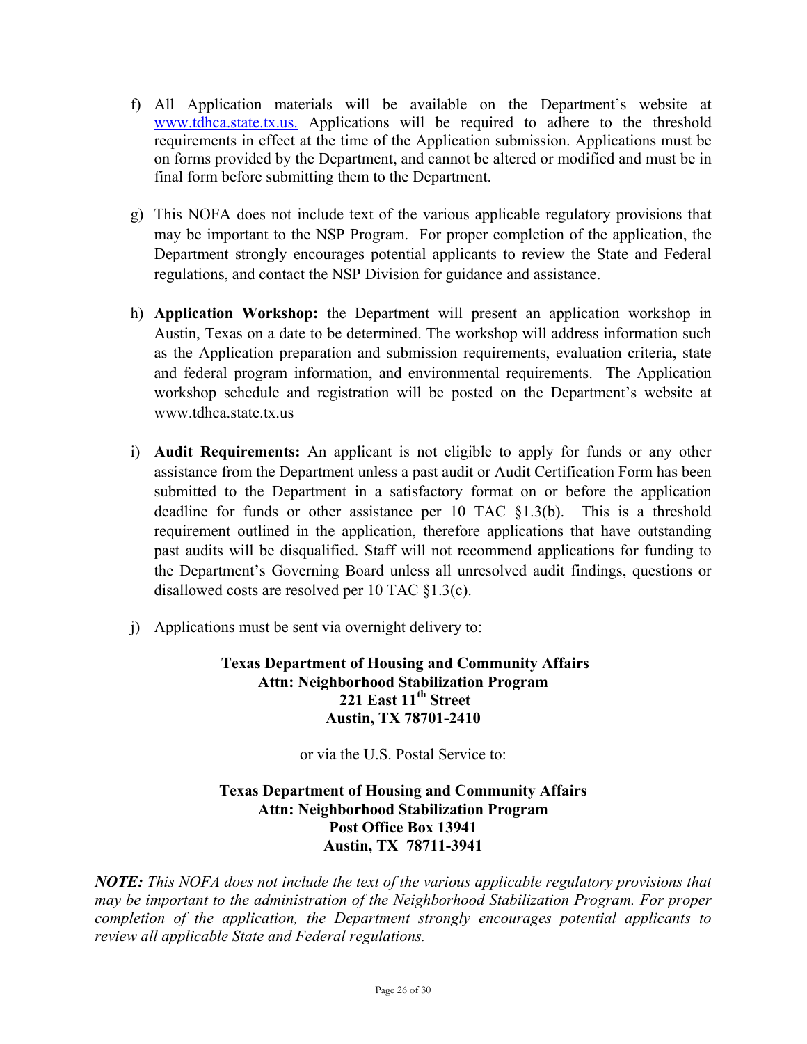f) All Application materials will be available on the Department's website at [www.tdhca.state.tx.us.](http://www.tdhca.state.tx.us) Applications will be required to adhere to the threshold requirements in effect at the time of the Application submission. Applications must be on forms provided by the Department, and cannot be altered or modified and must be in final form before submitting them to the Department.

g) This NOFA does not include text of the various applicable regulatory provisions that may be important to the NSP Program. For proper completion of the application, the Department strongly encourages potential applicants to review the State and Federal regulations, and contact the NSP Division for guidance and assistance.

h) **Application Workshop:** the Department will present an application workshop in Austin, Texas on a date to be determined. The workshop will address information such as the Application preparation and submission requirements, evaluation criteria, state and federal program information, and environmental requirements. The Application workshop schedule and registration will be posted on the Department's website at www.tdhca.state.tx.us

i) **Audit Requirements:** An applicant is not eligible to apply for funds or any other assistance from the Department unless a past audit or Audit Certification Form has been submitted to the Department in a satisfactory format on or before the application deadline for funds or other assistance per 10 TAC §1.3(b). This is a threshold requirement outlined in the application, therefore applications that have outstanding past audits will be disqualified. Staff will not recommend applications for funding to the Department's Governing Board unless all unresolved audit findings, questions or disallowed costs are resolved per 10 TAC §1.3(c).

j) Applications must be sent via overnight delivery to:

**Texas Department of Housing and Community Affairs**
**Attn: Neighborhood Stabilization Program**
**221 East 11th Street**
**Austin, TX 78701-2410**

or via the U.S. Postal Service to:

**Texas Department of Housing and Community Affairs**
**Attn: Neighborhood Stabilization Program**
**Post Office Box 13941**
**Austin, TX 78711-3941**

***NOTE:*** *This NOFA does not include the text of the various applicable regulatory provisions that may be important to the administration of the Neighborhood Stabilization Program. For proper completion of the application, the Department strongly encourages potential applicants to review all applicable State and Federal regulations.*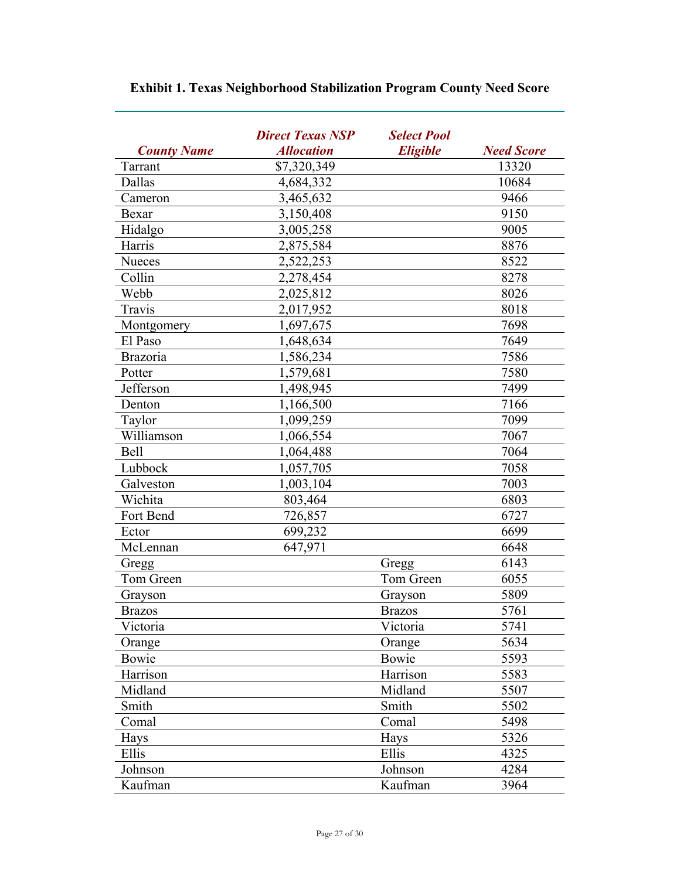**Exhibit 1. Texas Neighborhood Stabilization Program County Need Score**

| County Name | Direct Texas NSP Allocation | Select Pool Eligible | Need Score |
|---|---|---|---|
| Tarrant | $7,320,349 | | 13320 |
| Dallas | 4,684,332 | | 10684 |
| Cameron | 3,465,632 | | 9466 |
| Bexar | 3,150,408 | | 9150 |
| Hidalgo | 3,005,258 | | 9005 |
| Harris | 2,875,584 | | 8876 |
| Nueces | 2,522,253 | | 8522 |
| Collin | 2,278,454 | | 8278 |
| Webb | 2,025,812 | | 8026 |
| Travis | 2,017,952 | | 8018 |
| Montgomery | 1,697,675 | | 7698 |
| El Paso | 1,648,634 | | 7649 |
| Brazoria | 1,586,234 | | 7586 |
| Potter | 1,579,681 | | 7580 |
| Jefferson | 1,498,945 | | 7499 |
| Denton | 1,166,500 | | 7166 |
| Taylor | 1,099,259 | | 7099 |
| Williamson | 1,066,554 | | 7067 |
| Bell | 1,064,488 | | 7064 |
| Lubbock | 1,057,705 | | 7058 |
| Galveston | 1,003,104 | | 7003 |
| Wichita | 803,464 | | 6803 |
| Fort Bend | 726,857 | | 6727 |
| Ector | 699,232 | | 6699 |
| McLennan | 647,971 | | 6648 |
| Gregg | | Gregg | 6143 |
| Tom Green | | Tom Green | 6055 |
| Grayson | | Grayson | 5809 |
| Brazos | | Brazos | 5761 |
| Victoria | | Victoria | 5741 |
| Orange | | Orange | 5634 |
| Bowie | | Bowie | 5593 |
| Harrison | | Harrison | 5583 |
| Midland | | Midland | 5507 |
| Smith | | Smith | 5502 |
| Comal | | Comal | 5498 |
| Hays | | Hays | 5326 |
| Ellis | | Ellis | 4325 |
| Johnson | | Johnson | 4284 |
| Kaufman | | Kaufman | 3964 |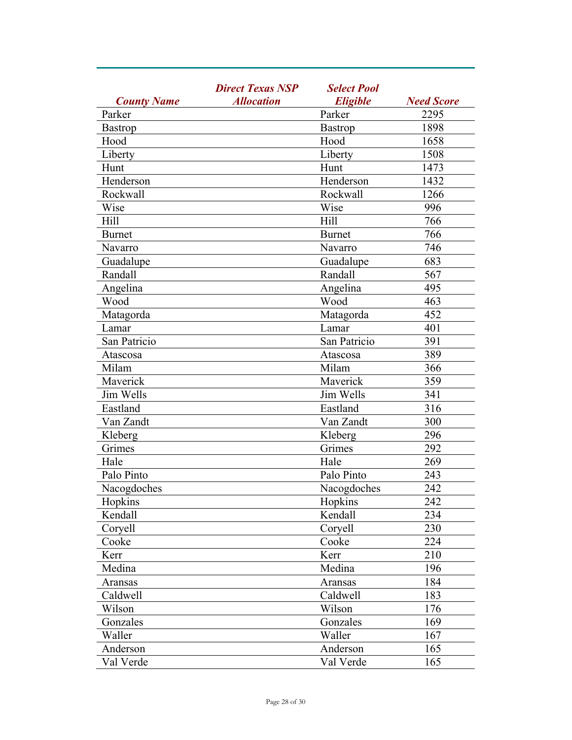| County Name | Direct Texas NSP Allocation | Select Pool Eligible | Need Score |
|---|---|---|---|
| Parker | | Parker | 2295 |
| Bastrop | | Bastrop | 1898 |
| Hood | | Hood | 1658 |
| Liberty | | Liberty | 1508 |
| Hunt | | Hunt | 1473 |
| Henderson | | Henderson | 1432 |
| Rockwall | | Rockwall | 1266 |
| Wise | | Wise | 996 |
| Hill | | Hill | 766 |
| Burnet | | Burnet | 766 |
| Navarro | | Navarro | 746 |
| Guadalupe | | Guadalupe | 683 |
| Randall | | Randall | 567 |
| Angelina | | Angelina | 495 |
| Wood | | Wood | 463 |
| Matagorda | | Matagorda | 452 |
| Lamar | | Lamar | 401 |
| San Patricio | | San Patricio | 391 |
| Atascosa | | Atascosa | 389 |
| Milam | | Milam | 366 |
| Maverick | | Maverick | 359 |
| Jim Wells | | Jim Wells | 341 |
| Eastland | | Eastland | 316 |
| Van Zandt | | Van Zandt | 300 |
| Kleberg | | Kleberg | 296 |
| Grimes | | Grimes | 292 |
| Hale | | Hale | 269 |
| Palo Pinto | | Palo Pinto | 243 |
| Nacogdoches | | Nacogdoches | 242 |
| Hopkins | | Hopkins | 242 |
| Kendall | | Kendall | 234 |
| Coryell | | Coryell | 230 |
| Cooke | | Cooke | 224 |
| Kerr | | Kerr | 210 |
| Medina | | Medina | 196 |
| Aransas | | Aransas | 184 |
| Caldwell | | Caldwell | 183 |
| Wilson | | Wilson | 176 |
| Gonzales | | Gonzales | 169 |
| Waller | | Waller | 167 |
| Anderson | | Anderson | 165 |
| Val Verde | | Val Verde | 165 |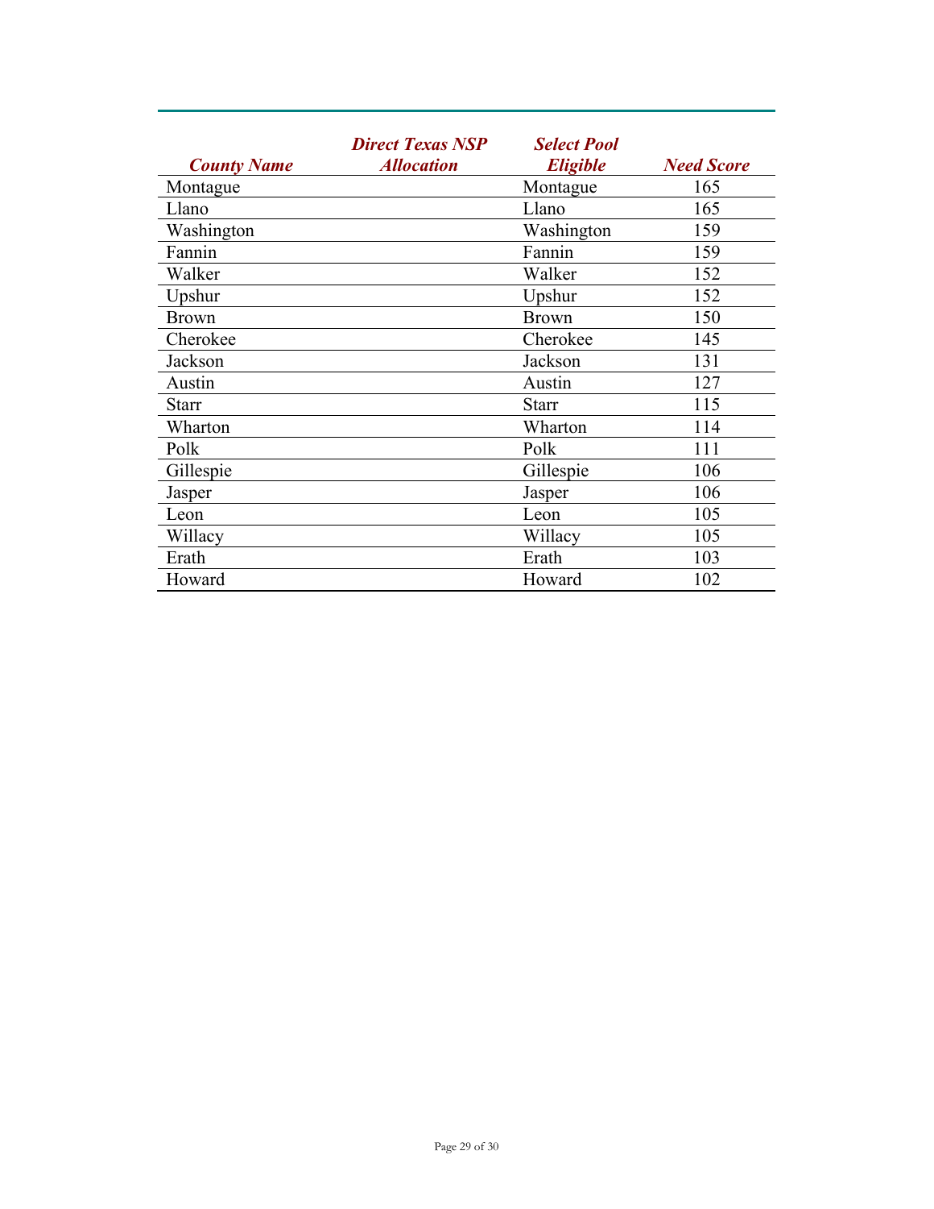| County Name | Direct Texas NSP Allocation | Select Pool Eligible | Need Score |
|---|---|---|---|
| Montague | | Montague | 165 |
| Llano | | Llano | 165 |
| Washington | | Washington | 159 |
| Fannin | | Fannin | 159 |
| Walker | | Walker | 152 |
| Upshur | | Upshur | 152 |
| Brown | | Brown | 150 |
| Cherokee | | Cherokee | 145 |
| Jackson | | Jackson | 131 |
| Austin | | Austin | 127 |
| Starr | | Starr | 115 |
| Wharton | | Wharton | 114 |
| Polk | | Polk | 111 |
| Gillespie | | Gillespie | 106 |
| Jasper | | Jasper | 106 |
| Leon | | Leon | 105 |
| Willacy | | Willacy | 105 |
| Erath | | Erath | 103 |
| Howard | | Howard | 102 |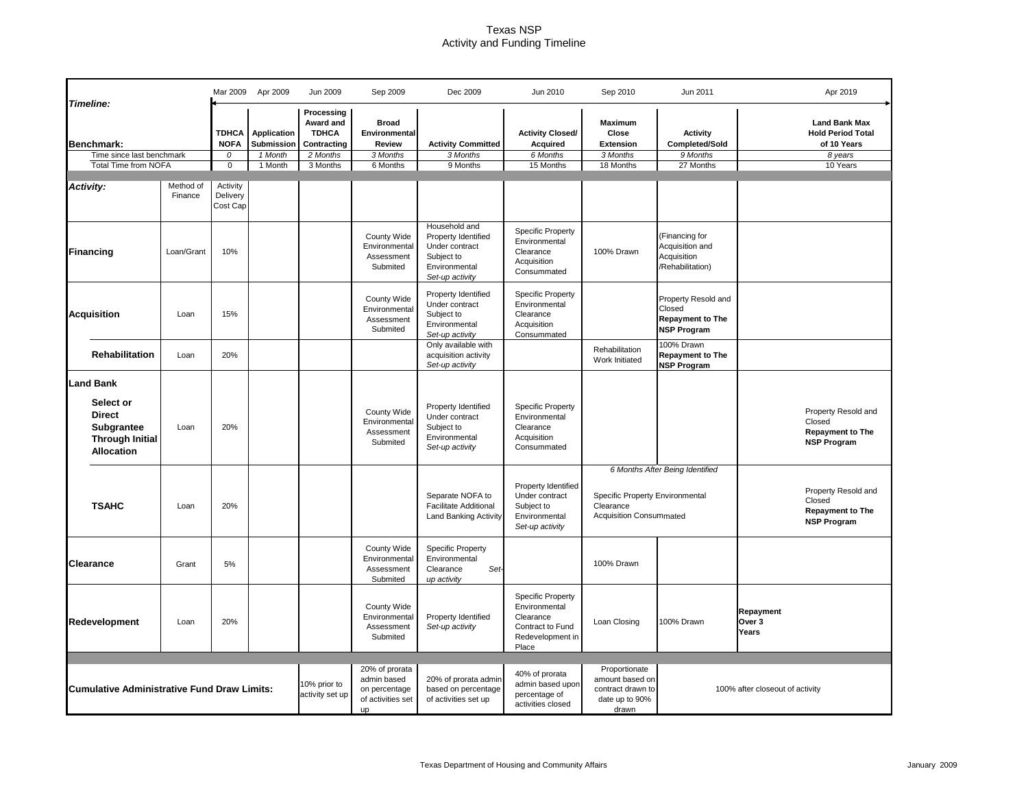# Texas NSP
## Activity and Funding Timeline

| Timeline: | | Mar 2009 | Apr 2009 | Jun 2009 | Sep 2009 | Dec 2009 | Jun 2010 | Sep 2010 | Jun 2011 | Apr 2019 |
|---|---|---|---|---|---|---|---|---|---|---|
| **Benchmark:** | | **TDHCA NOFA** | **Application Submission** | **Processing Award and TDHCA Contracting** | **Broad Environmental Review** | **Activity Committed** | **Activity Closed/ Acquired** | **Maximum Close Extension** | **Activity Completed/Sold** | **Land Bank Max Hold Period Total of 10 Years** |
| Time since last benchmark | | *0* | *1 Month* | *2 Months* | *3 Months* | *3 Months* | *6 Months* | *3 Months* | *9 Months* | *8 years* |
| Total Time from NOFA | | 0 | 1 Month | 3 Months | 6 Months | 9 Months | 15 Months | 18 Months | 27 Months | 10 Years |
| ***Activity:*** | Method of Finance | Activity Delivery Cost Cap | | | | | | | | |
| **Financing** | Loan/Grant | 10% | | | County Wide Environmental Assessment Submited | Household and Property Identified Under contract Subject to Environmental *Set-up activity* | Specific Property Environmental Clearance Acquisition Consummated | 100% Drawn | (Financing for Acquisition and Acquisition /Rehabilitation) | |
| **Acquisition** | Loan | 15% | | | County Wide Environmental Assessment Submited | Property Identified Under contract Subject to Environmental *Set-up activity* | Specific Property Environmental Clearance Acquisition Consummated | | Property Resold and Closed **Repayment to The NSP Program** | |
| **Rehabilitation** | Loan | 20% | | | | Only available with acquisition activity *Set-up activity* | | Rehabilitation Work Initiated | 100% Drawn **Repayment to The NSP Program** | |
| **Land Bank** — **Select or Direct Subgrantee Through Initial Allocation** | Loan | 20% | | | County Wide Environmental Assessment Submited | Property Identified Under contract Subject to Environmental *Set-up activity* | Specific Property Environmental Clearance Acquisition Consummated | | | Property Resold and Closed **Repayment to The NSP Program** |
| **TSAHC** | Loan | 20% | | | | Separate NOFA to Facilitate Additional Land Banking Activity | Property Identified Under contract Subject to Environmental *Set-up activity* | *6 Months After Being Identified* Specific Property Environmental Clearance Acquisition Consummated | | Property Resold and Closed **Repayment to The NSP Program** |
| **Clearance** | Grant | 5% | | | County Wide Environmental Assessment Submited | Specific Property Environmental Clearance *Set-up activity* | | 100% Drawn | | |
| **Redevelopment** | Loan | 20% | | | County Wide Environmental Assessment Submited | Property Identified *Set-up activity* | Specific Property Environmental Clearance Contract to Fund Redevelopment in Place | Loan Closing | 100% Drawn | **Repayment Over 3 Years** |
| **Cumulative Administrative Fund Draw Limits:** | | | | 10% prior to activity set up | 20% of prorata admin based on percentage of activities set up | 20% of prorata admin based on percentage of activities set up | 40% of prorata admin based upon percentage of activities closed | Proportionate amount based on contract drawn to date up to 90% drawn | 100% after closeout of activity | |

Texas Department of Housing and Community Affairs

January 2009